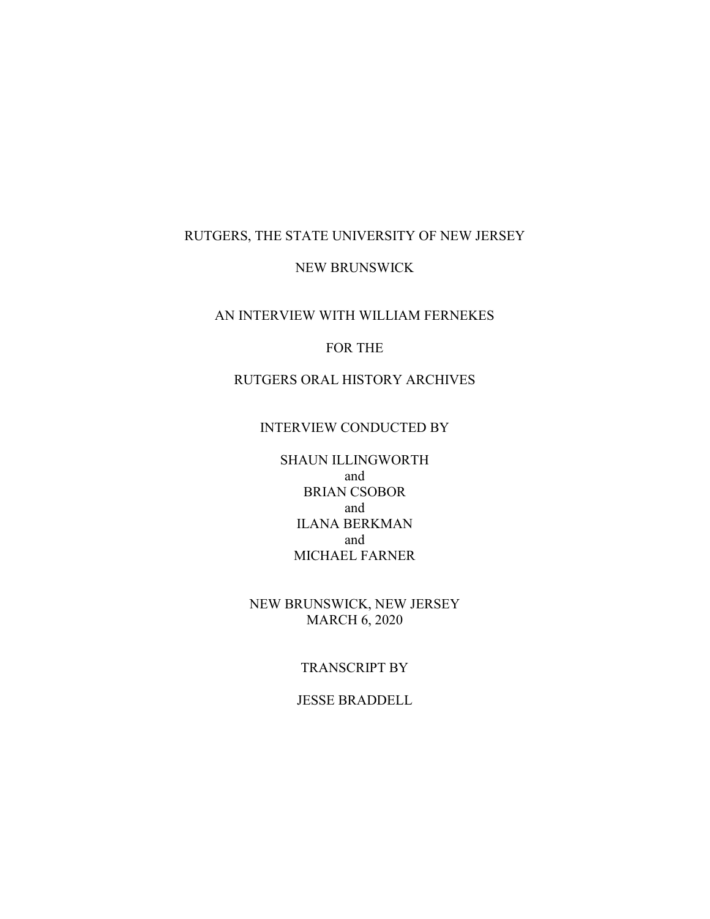RUTGERS, THE STATE UNIVERSITY OF NEW JERSEY

NEW BRUNSWICK

AN INTERVIEW WITH WILLIAM FERNEKES

FOR THE

RUTGERS ORAL HISTORY ARCHIVES

INTERVIEW CONDUCTED BY

SHAUN ILLINGWORTH
and
BRIAN CSOBOR
and
ILANA BERKMAN
and
MICHAEL FARNER

NEW BRUNSWICK, NEW JERSEY
MARCH 6, 2020

TRANSCRIPT BY

JESSE BRADDELL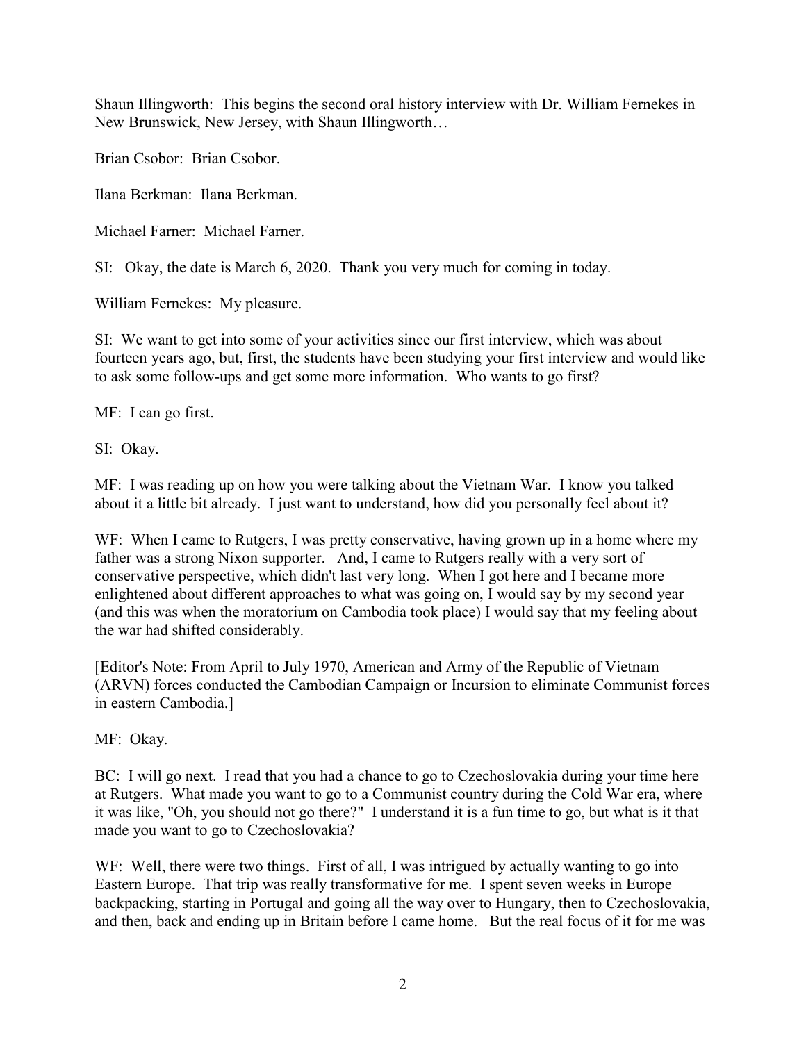Shaun Illingworth: This begins the second oral history interview with Dr. William Fernekes in New Brunswick, New Jersey, with Shaun Illingworth…

Brian Csobor: Brian Csobor.

Ilana Berkman: Ilana Berkman.

Michael Farner: Michael Farner.

SI: Okay, the date is March 6, 2020. Thank you very much for coming in today.

William Fernekes: My pleasure.

SI: We want to get into some of your activities since our first interview, which was about fourteen years ago, but, first, the students have been studying your first interview and would like to ask some follow-ups and get some more information. Who wants to go first?

MF: I can go first.

SI: Okay.

MF: I was reading up on how you were talking about the Vietnam War. I know you talked about it a little bit already. I just want to understand, how did you personally feel about it?

WF: When I came to Rutgers, I was pretty conservative, having grown up in a home where my father was a strong Nixon supporter. And, I came to Rutgers really with a very sort of conservative perspective, which didn't last very long. When I got here and I became more enlightened about different approaches to what was going on, I would say by my second year (and this was when the moratorium on Cambodia took place) I would say that my feeling about the war had shifted considerably.

[Editor's Note: From April to July 1970, American and Army of the Republic of Vietnam (ARVN) forces conducted the Cambodian Campaign or Incursion to eliminate Communist forces in eastern Cambodia.]

MF: Okay.

BC: I will go next. I read that you had a chance to go to Czechoslovakia during your time here at Rutgers. What made you want to go to a Communist country during the Cold War era, where it was like, "Oh, you should not go there?" I understand it is a fun time to go, but what is it that made you want to go to Czechoslovakia?

WF: Well, there were two things. First of all, I was intrigued by actually wanting to go into Eastern Europe. That trip was really transformative for me. I spent seven weeks in Europe backpacking, starting in Portugal and going all the way over to Hungary, then to Czechoslovakia, and then, back and ending up in Britain before I came home. But the real focus of it for me was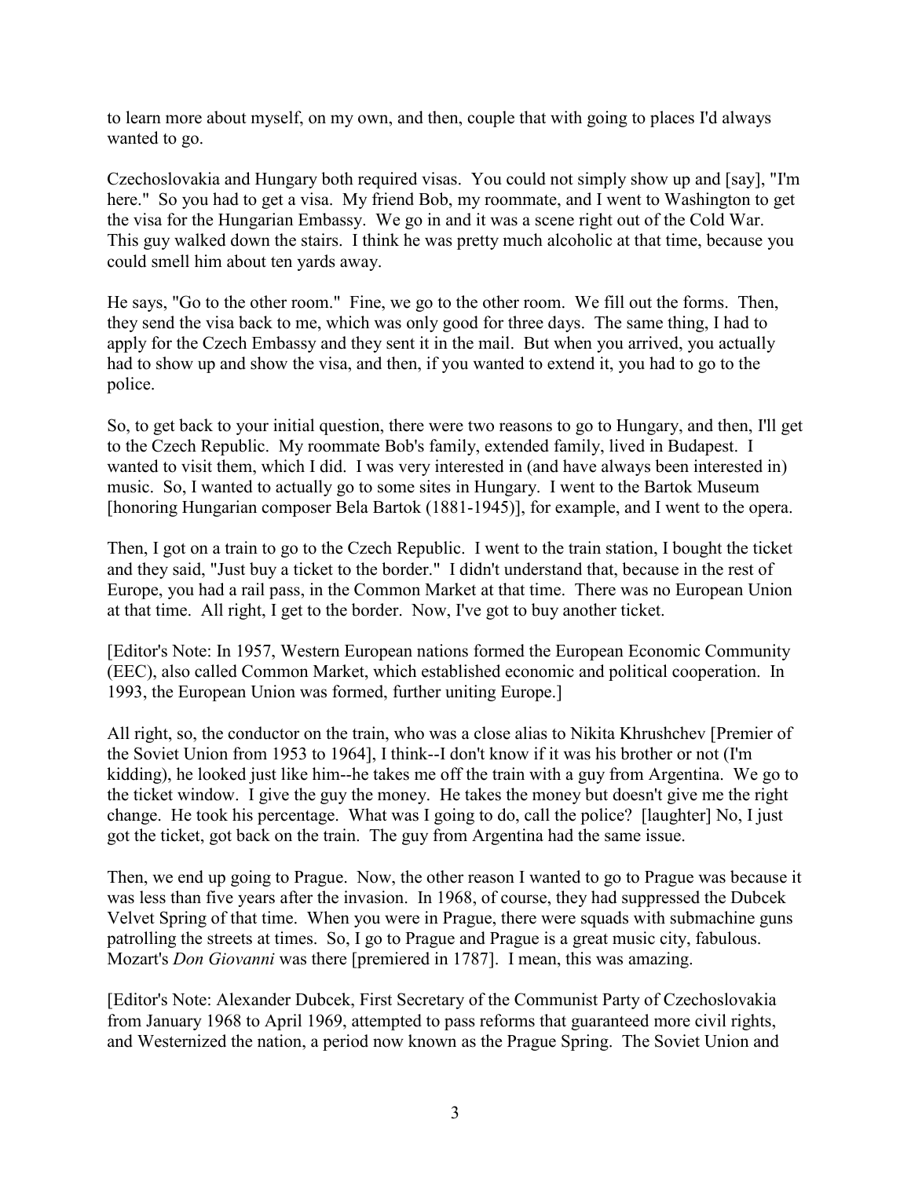to learn more about myself, on my own, and then, couple that with going to places I'd always wanted to go.

Czechoslovakia and Hungary both required visas. You could not simply show up and [say], "I'm here." So you had to get a visa. My friend Bob, my roommate, and I went to Washington to get the visa for the Hungarian Embassy. We go in and it was a scene right out of the Cold War. This guy walked down the stairs. I think he was pretty much alcoholic at that time, because you could smell him about ten yards away.

He says, "Go to the other room." Fine, we go to the other room. We fill out the forms. Then, they send the visa back to me, which was only good for three days. The same thing, I had to apply for the Czech Embassy and they sent it in the mail. But when you arrived, you actually had to show up and show the visa, and then, if you wanted to extend it, you had to go to the police.

So, to get back to your initial question, there were two reasons to go to Hungary, and then, I'll get to the Czech Republic. My roommate Bob's family, extended family, lived in Budapest. I wanted to visit them, which I did. I was very interested in (and have always been interested in) music. So, I wanted to actually go to some sites in Hungary. I went to the Bartok Museum [honoring Hungarian composer Bela Bartok (1881-1945)], for example, and I went to the opera.

Then, I got on a train to go to the Czech Republic. I went to the train station, I bought the ticket and they said, "Just buy a ticket to the border." I didn't understand that, because in the rest of Europe, you had a rail pass, in the Common Market at that time. There was no European Union at that time. All right, I get to the border. Now, I've got to buy another ticket.

[Editor's Note: In 1957, Western European nations formed the European Economic Community (EEC), also called Common Market, which established economic and political cooperation. In 1993, the European Union was formed, further uniting Europe.]

All right, so, the conductor on the train, who was a close alias to Nikita Khrushchev [Premier of the Soviet Union from 1953 to 1964], I think--I don't know if it was his brother or not (I'm kidding), he looked just like him--he takes me off the train with a guy from Argentina. We go to the ticket window. I give the guy the money. He takes the money but doesn't give me the right change. He took his percentage. What was I going to do, call the police? [laughter] No, I just got the ticket, got back on the train. The guy from Argentina had the same issue.

Then, we end up going to Prague. Now, the other reason I wanted to go to Prague was because it was less than five years after the invasion. In 1968, of course, they had suppressed the Dubcek Velvet Spring of that time. When you were in Prague, there were squads with submachine guns patrolling the streets at times. So, I go to Prague and Prague is a great music city, fabulous. Mozart's *Don Giovanni* was there [premiered in 1787]. I mean, this was amazing.

[Editor's Note: Alexander Dubcek, First Secretary of the Communist Party of Czechoslovakia from January 1968 to April 1969, attempted to pass reforms that guaranteed more civil rights, and Westernized the nation, a period now known as the Prague Spring. The Soviet Union and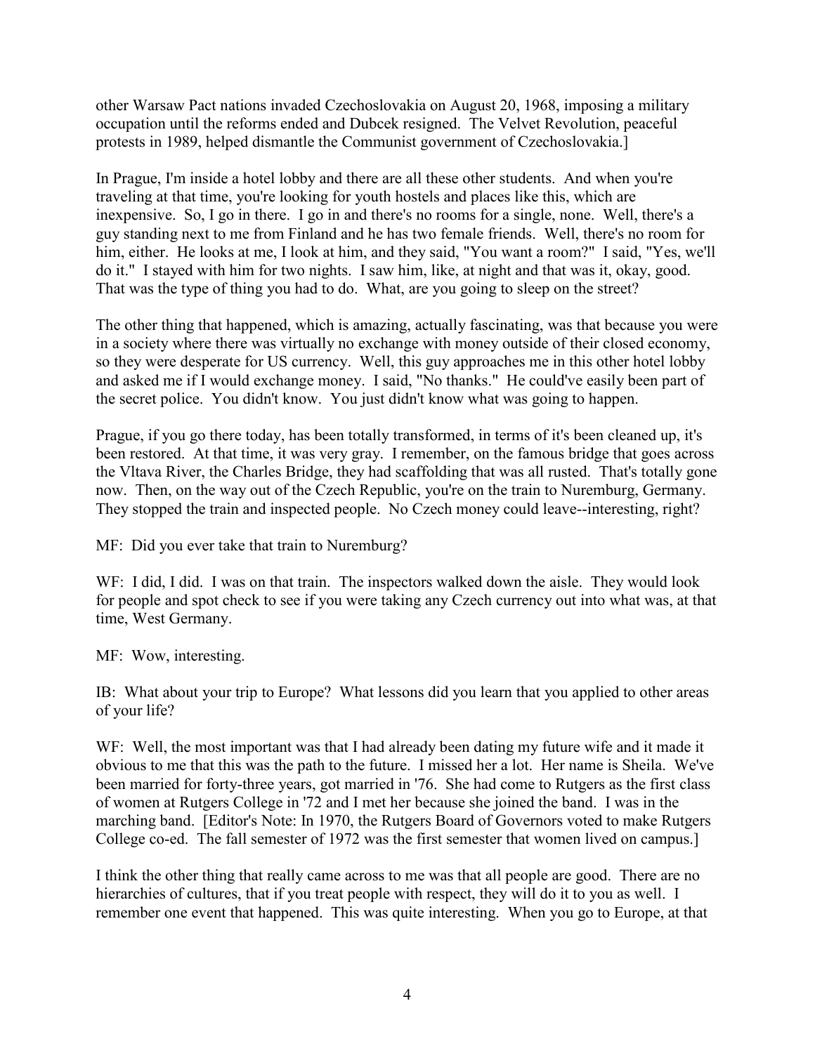other Warsaw Pact nations invaded Czechoslovakia on August 20, 1968, imposing a military occupation until the reforms ended and Dubcek resigned. The Velvet Revolution, peaceful protests in 1989, helped dismantle the Communist government of Czechoslovakia.]

In Prague, I'm inside a hotel lobby and there are all these other students. And when you're traveling at that time, you're looking for youth hostels and places like this, which are inexpensive. So, I go in there. I go in and there's no rooms for a single, none. Well, there's a guy standing next to me from Finland and he has two female friends. Well, there's no room for him, either. He looks at me, I look at him, and they said, "You want a room?" I said, "Yes, we'll do it." I stayed with him for two nights. I saw him, like, at night and that was it, okay, good. That was the type of thing you had to do. What, are you going to sleep on the street?

The other thing that happened, which is amazing, actually fascinating, was that because you were in a society where there was virtually no exchange with money outside of their closed economy, so they were desperate for US currency. Well, this guy approaches me in this other hotel lobby and asked me if I would exchange money. I said, "No thanks." He could've easily been part of the secret police. You didn't know. You just didn't know what was going to happen.

Prague, if you go there today, has been totally transformed, in terms of it's been cleaned up, it's been restored. At that time, it was very gray. I remember, on the famous bridge that goes across the Vltava River, the Charles Bridge, they had scaffolding that was all rusted. That's totally gone now. Then, on the way out of the Czech Republic, you're on the train to Nuremburg, Germany. They stopped the train and inspected people. No Czech money could leave--interesting, right?

MF: Did you ever take that train to Nuremburg?

WF: I did, I did. I was on that train. The inspectors walked down the aisle. They would look for people and spot check to see if you were taking any Czech currency out into what was, at that time, West Germany.

MF: Wow, interesting.

IB: What about your trip to Europe? What lessons did you learn that you applied to other areas of your life?

WF: Well, the most important was that I had already been dating my future wife and it made it obvious to me that this was the path to the future. I missed her a lot. Her name is Sheila. We've been married for forty-three years, got married in '76. She had come to Rutgers as the first class of women at Rutgers College in '72 and I met her because she joined the band. I was in the marching band. [Editor's Note: In 1970, the Rutgers Board of Governors voted to make Rutgers College co-ed. The fall semester of 1972 was the first semester that women lived on campus.]

I think the other thing that really came across to me was that all people are good. There are no hierarchies of cultures, that if you treat people with respect, they will do it to you as well. I remember one event that happened. This was quite interesting. When you go to Europe, at that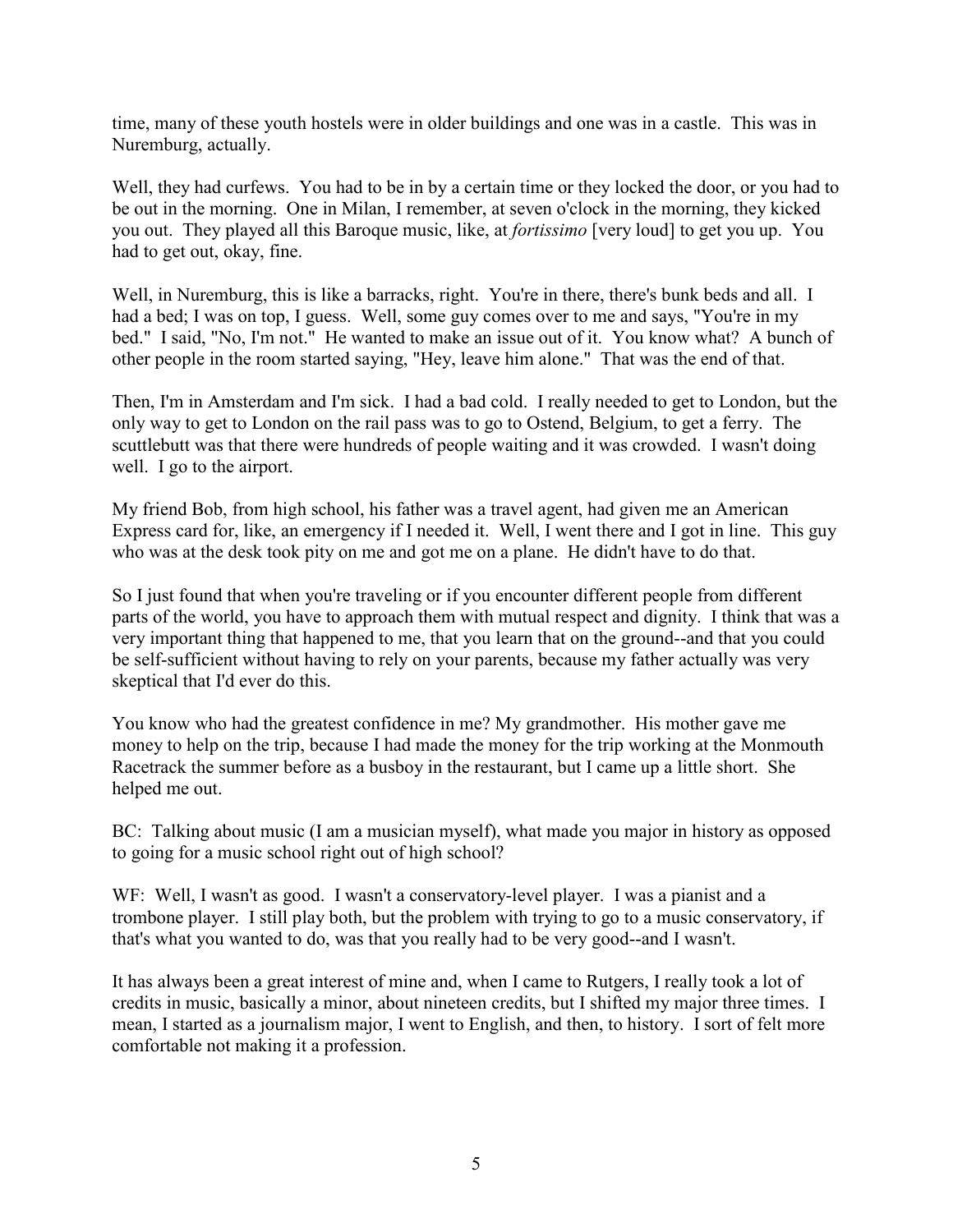time, many of these youth hostels were in older buildings and one was in a castle. This was in Nuremburg, actually.

Well, they had curfews. You had to be in by a certain time or they locked the door, or you had to be out in the morning. One in Milan, I remember, at seven o'clock in the morning, they kicked you out. They played all this Baroque music, like, at *fortissimo* [very loud] to get you up. You had to get out, okay, fine.

Well, in Nuremburg, this is like a barracks, right. You're in there, there's bunk beds and all. I had a bed; I was on top, I guess. Well, some guy comes over to me and says, "You're in my bed." I said, "No, I'm not." He wanted to make an issue out of it. You know what? A bunch of other people in the room started saying, "Hey, leave him alone." That was the end of that.

Then, I'm in Amsterdam and I'm sick. I had a bad cold. I really needed to get to London, but the only way to get to London on the rail pass was to go to Ostend, Belgium, to get a ferry. The scuttlebutt was that there were hundreds of people waiting and it was crowded. I wasn't doing well. I go to the airport.

My friend Bob, from high school, his father was a travel agent, had given me an American Express card for, like, an emergency if I needed it. Well, I went there and I got in line. This guy who was at the desk took pity on me and got me on a plane. He didn't have to do that.

So I just found that when you're traveling or if you encounter different people from different parts of the world, you have to approach them with mutual respect and dignity. I think that was a very important thing that happened to me, that you learn that on the ground--and that you could be self-sufficient without having to rely on your parents, because my father actually was very skeptical that I'd ever do this.

You know who had the greatest confidence in me? My grandmother. His mother gave me money to help on the trip, because I had made the money for the trip working at the Monmouth Racetrack the summer before as a busboy in the restaurant, but I came up a little short. She helped me out.

BC: Talking about music (I am a musician myself), what made you major in history as opposed to going for a music school right out of high school?

WF: Well, I wasn't as good. I wasn't a conservatory-level player. I was a pianist and a trombone player. I still play both, but the problem with trying to go to a music conservatory, if that's what you wanted to do, was that you really had to be very good--and I wasn't.

It has always been a great interest of mine and, when I came to Rutgers, I really took a lot of credits in music, basically a minor, about nineteen credits, but I shifted my major three times. I mean, I started as a journalism major, I went to English, and then, to history. I sort of felt more comfortable not making it a profession.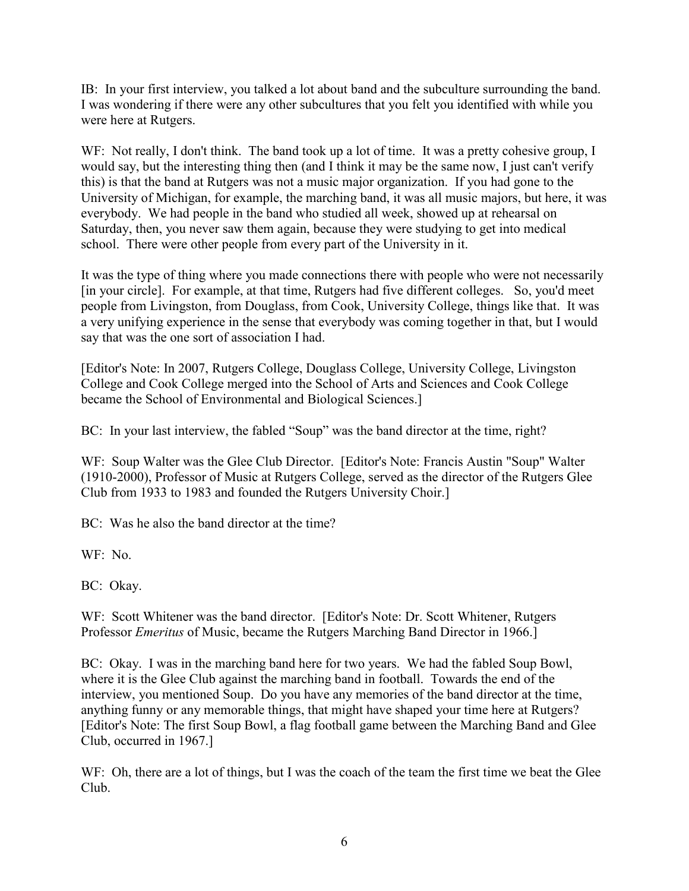IB: In your first interview, you talked a lot about band and the subculture surrounding the band. I was wondering if there were any other subcultures that you felt you identified with while you were here at Rutgers.

WF: Not really, I don't think. The band took up a lot of time. It was a pretty cohesive group, I would say, but the interesting thing then (and I think it may be the same now, I just can't verify this) is that the band at Rutgers was not a music major organization. If you had gone to the University of Michigan, for example, the marching band, it was all music majors, but here, it was everybody. We had people in the band who studied all week, showed up at rehearsal on Saturday, then, you never saw them again, because they were studying to get into medical school. There were other people from every part of the University in it.

It was the type of thing where you made connections there with people who were not necessarily [in your circle]. For example, at that time, Rutgers had five different colleges. So, you'd meet people from Livingston, from Douglass, from Cook, University College, things like that. It was a very unifying experience in the sense that everybody was coming together in that, but I would say that was the one sort of association I had.

[Editor's Note: In 2007, Rutgers College, Douglass College, University College, Livingston College and Cook College merged into the School of Arts and Sciences and Cook College became the School of Environmental and Biological Sciences.]

BC: In your last interview, the fabled "Soup" was the band director at the time, right?

WF: Soup Walter was the Glee Club Director. [Editor's Note: Francis Austin "Soup" Walter (1910-2000), Professor of Music at Rutgers College, served as the director of the Rutgers Glee Club from 1933 to 1983 and founded the Rutgers University Choir.]

BC: Was he also the band director at the time?

WF: No.

BC: Okay.

WF: Scott Whitener was the band director. [Editor's Note: Dr. Scott Whitener, Rutgers Professor *Emeritus* of Music, became the Rutgers Marching Band Director in 1966.]

BC: Okay. I was in the marching band here for two years. We had the fabled Soup Bowl, where it is the Glee Club against the marching band in football. Towards the end of the interview, you mentioned Soup. Do you have any memories of the band director at the time, anything funny or any memorable things, that might have shaped your time here at Rutgers? [Editor's Note: The first Soup Bowl, a flag football game between the Marching Band and Glee Club, occurred in 1967.]

WF: Oh, there are a lot of things, but I was the coach of the team the first time we beat the Glee Club.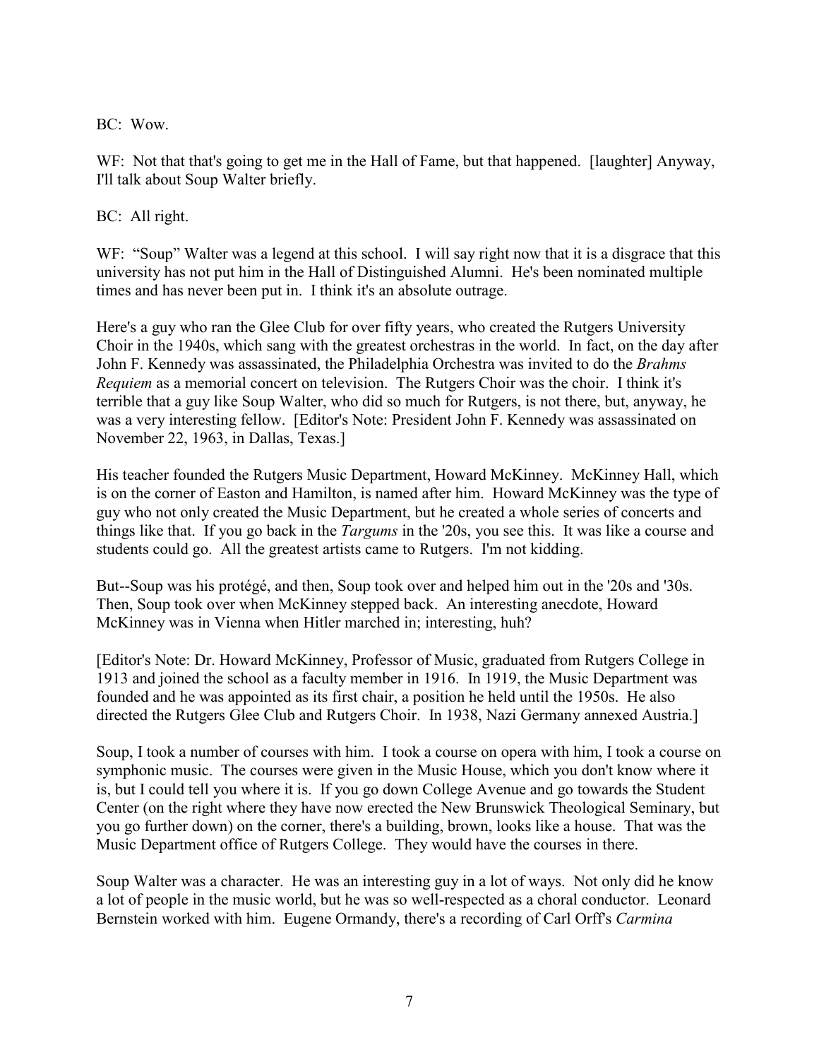BC: Wow.

WF: Not that that's going to get me in the Hall of Fame, but that happened. [laughter] Anyway, I'll talk about Soup Walter briefly.

BC: All right.

WF: "Soup" Walter was a legend at this school. I will say right now that it is a disgrace that this university has not put him in the Hall of Distinguished Alumni. He's been nominated multiple times and has never been put in. I think it's an absolute outrage.

Here's a guy who ran the Glee Club for over fifty years, who created the Rutgers University Choir in the 1940s, which sang with the greatest orchestras in the world. In fact, on the day after John F. Kennedy was assassinated, the Philadelphia Orchestra was invited to do the *Brahms Requiem* as a memorial concert on television. The Rutgers Choir was the choir. I think it's terrible that a guy like Soup Walter, who did so much for Rutgers, is not there, but, anyway, he was a very interesting fellow. [Editor's Note: President John F. Kennedy was assassinated on November 22, 1963, in Dallas, Texas.]

His teacher founded the Rutgers Music Department, Howard McKinney. McKinney Hall, which is on the corner of Easton and Hamilton, is named after him. Howard McKinney was the type of guy who not only created the Music Department, but he created a whole series of concerts and things like that. If you go back in the *Targums* in the '20s, you see this. It was like a course and students could go. All the greatest artists came to Rutgers. I'm not kidding.

But--Soup was his protégé, and then, Soup took over and helped him out in the '20s and '30s. Then, Soup took over when McKinney stepped back. An interesting anecdote, Howard McKinney was in Vienna when Hitler marched in; interesting, huh?

[Editor's Note: Dr. Howard McKinney, Professor of Music, graduated from Rutgers College in 1913 and joined the school as a faculty member in 1916. In 1919, the Music Department was founded and he was appointed as its first chair, a position he held until the 1950s. He also directed the Rutgers Glee Club and Rutgers Choir. In 1938, Nazi Germany annexed Austria.]

Soup, I took a number of courses with him. I took a course on opera with him, I took a course on symphonic music. The courses were given in the Music House, which you don't know where it is, but I could tell you where it is. If you go down College Avenue and go towards the Student Center (on the right where they have now erected the New Brunswick Theological Seminary, but you go further down) on the corner, there's a building, brown, looks like a house. That was the Music Department office of Rutgers College. They would have the courses in there.

Soup Walter was a character. He was an interesting guy in a lot of ways. Not only did he know a lot of people in the music world, but he was so well-respected as a choral conductor. Leonard Bernstein worked with him. Eugene Ormandy, there's a recording of Carl Orff's *Carmina*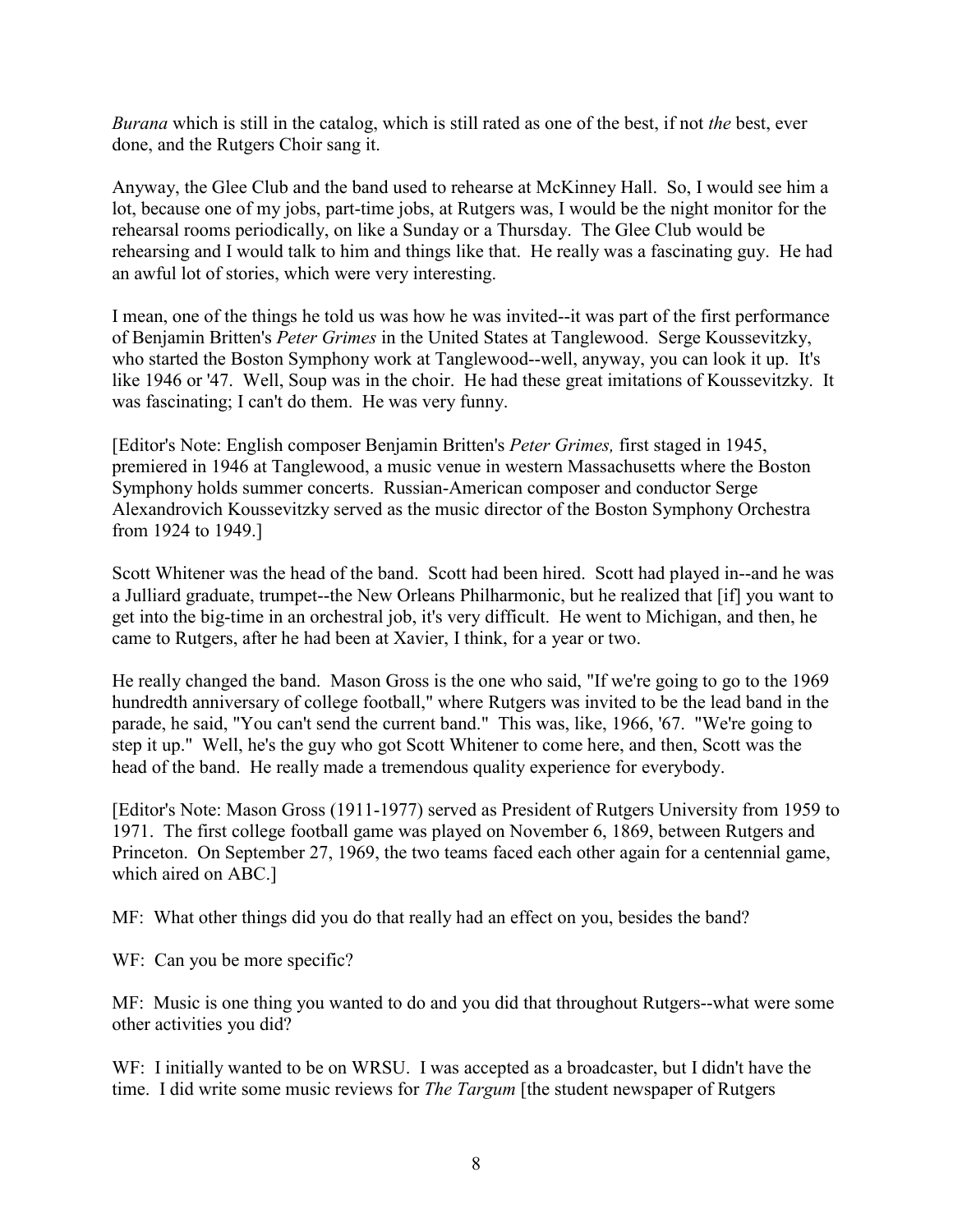*Burana* which is still in the catalog, which is still rated as one of the best, if not *the* best, ever done, and the Rutgers Choir sang it.

Anyway, the Glee Club and the band used to rehearse at McKinney Hall. So, I would see him a lot, because one of my jobs, part-time jobs, at Rutgers was, I would be the night monitor for the rehearsal rooms periodically, on like a Sunday or a Thursday. The Glee Club would be rehearsing and I would talk to him and things like that. He really was a fascinating guy. He had an awful lot of stories, which were very interesting.

I mean, one of the things he told us was how he was invited--it was part of the first performance of Benjamin Britten's *Peter Grimes* in the United States at Tanglewood. Serge Koussevitzky, who started the Boston Symphony work at Tanglewood--well, anyway, you can look it up. It's like 1946 or '47. Well, Soup was in the choir. He had these great imitations of Koussevitzky. It was fascinating; I can't do them. He was very funny.

[Editor's Note: English composer Benjamin Britten's *Peter Grimes,* first staged in 1945, premiered in 1946 at Tanglewood, a music venue in western Massachusetts where the Boston Symphony holds summer concerts. Russian-American composer and conductor Serge Alexandrovich Koussevitzky served as the music director of the Boston Symphony Orchestra from 1924 to 1949.]

Scott Whitener was the head of the band. Scott had been hired. Scott had played in--and he was a Julliard graduate, trumpet--the New Orleans Philharmonic, but he realized that [if] you want to get into the big-time in an orchestral job, it's very difficult. He went to Michigan, and then, he came to Rutgers, after he had been at Xavier, I think, for a year or two.

He really changed the band. Mason Gross is the one who said, "If we're going to go to the 1969 hundredth anniversary of college football," where Rutgers was invited to be the lead band in the parade, he said, "You can't send the current band." This was, like, 1966, '67. "We're going to step it up." Well, he's the guy who got Scott Whitener to come here, and then, Scott was the head of the band. He really made a tremendous quality experience for everybody.

[Editor's Note: Mason Gross (1911-1977) served as President of Rutgers University from 1959 to 1971. The first college football game was played on November 6, 1869, between Rutgers and Princeton. On September 27, 1969, the two teams faced each other again for a centennial game, which aired on ABC.]

MF: What other things did you do that really had an effect on you, besides the band?

WF: Can you be more specific?

MF: Music is one thing you wanted to do and you did that throughout Rutgers--what were some other activities you did?

WF: I initially wanted to be on WRSU. I was accepted as a broadcaster, but I didn't have the time. I did write some music reviews for *The Targum* [the student newspaper of Rutgers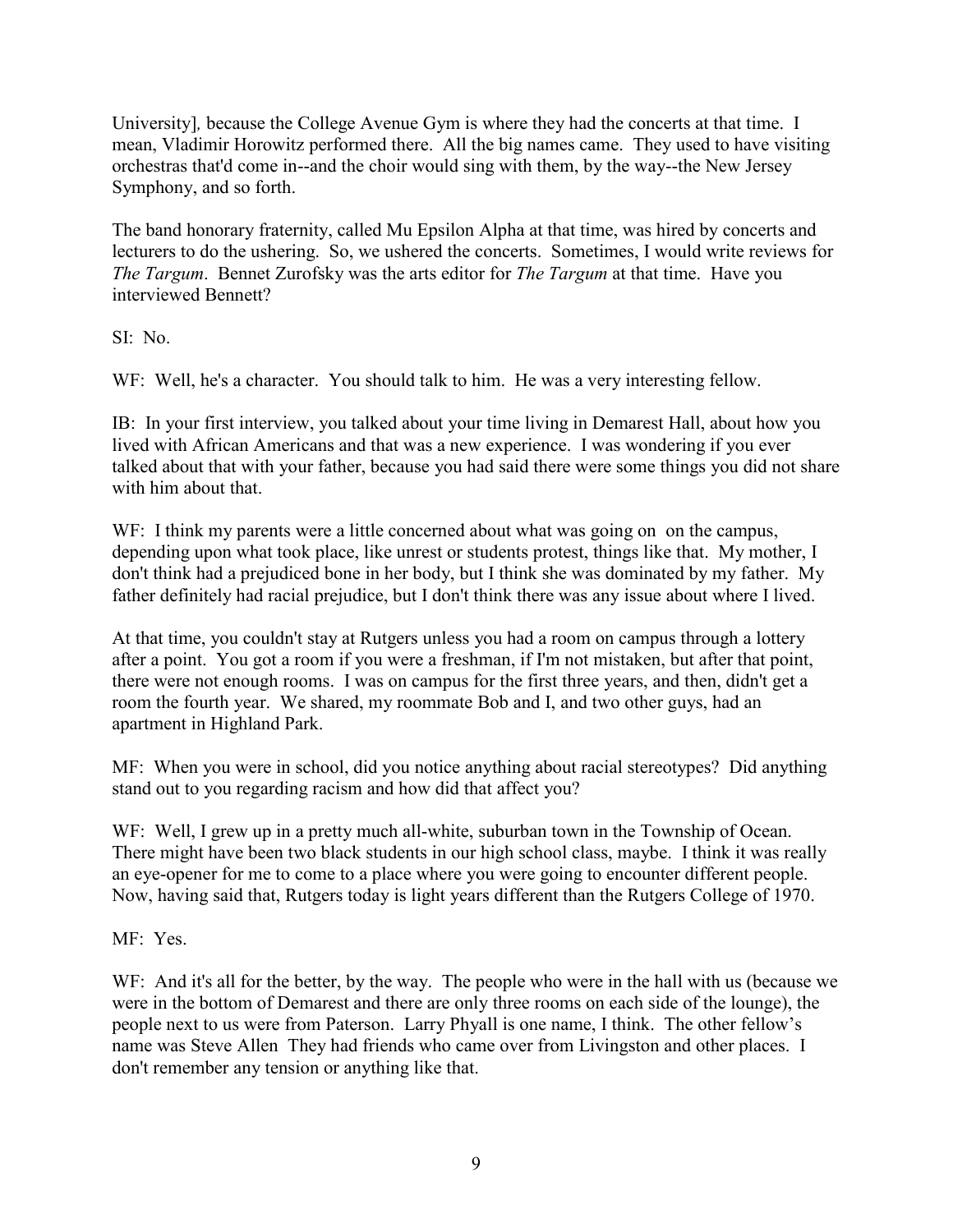University], because the College Avenue Gym is where they had the concerts at that time. I mean, Vladimir Horowitz performed there. All the big names came. They used to have visiting orchestras that'd come in--and the choir would sing with them, by the way--the New Jersey Symphony, and so forth.

The band honorary fraternity, called Mu Epsilon Alpha at that time, was hired by concerts and lecturers to do the ushering. So, we ushered the concerts. Sometimes, I would write reviews for *The Targum*. Bennet Zurofsky was the arts editor for *The Targum* at that time. Have you interviewed Bennett?

SI: No.

WF: Well, he's a character. You should talk to him. He was a very interesting fellow.

IB: In your first interview, you talked about your time living in Demarest Hall, about how you lived with African Americans and that was a new experience. I was wondering if you ever talked about that with your father, because you had said there were some things you did not share with him about that.

WF: I think my parents were a little concerned about what was going on on the campus, depending upon what took place, like unrest or students protest, things like that. My mother, I don't think had a prejudiced bone in her body, but I think she was dominated by my father. My father definitely had racial prejudice, but I don't think there was any issue about where I lived.

At that time, you couldn't stay at Rutgers unless you had a room on campus through a lottery after a point. You got a room if you were a freshman, if I'm not mistaken, but after that point, there were not enough rooms. I was on campus for the first three years, and then, didn't get a room the fourth year. We shared, my roommate Bob and I, and two other guys, had an apartment in Highland Park.

MF: When you were in school, did you notice anything about racial stereotypes? Did anything stand out to you regarding racism and how did that affect you?

WF: Well, I grew up in a pretty much all-white, suburban town in the Township of Ocean. There might have been two black students in our high school class, maybe. I think it was really an eye-opener for me to come to a place where you were going to encounter different people. Now, having said that, Rutgers today is light years different than the Rutgers College of 1970.

MF: Yes.

WF: And it's all for the better, by the way. The people who were in the hall with us (because we were in the bottom of Demarest and there are only three rooms on each side of the lounge), the people next to us were from Paterson. Larry Phyall is one name, I think. The other fellow's name was Steve Allen They had friends who came over from Livingston and other places. I don't remember any tension or anything like that.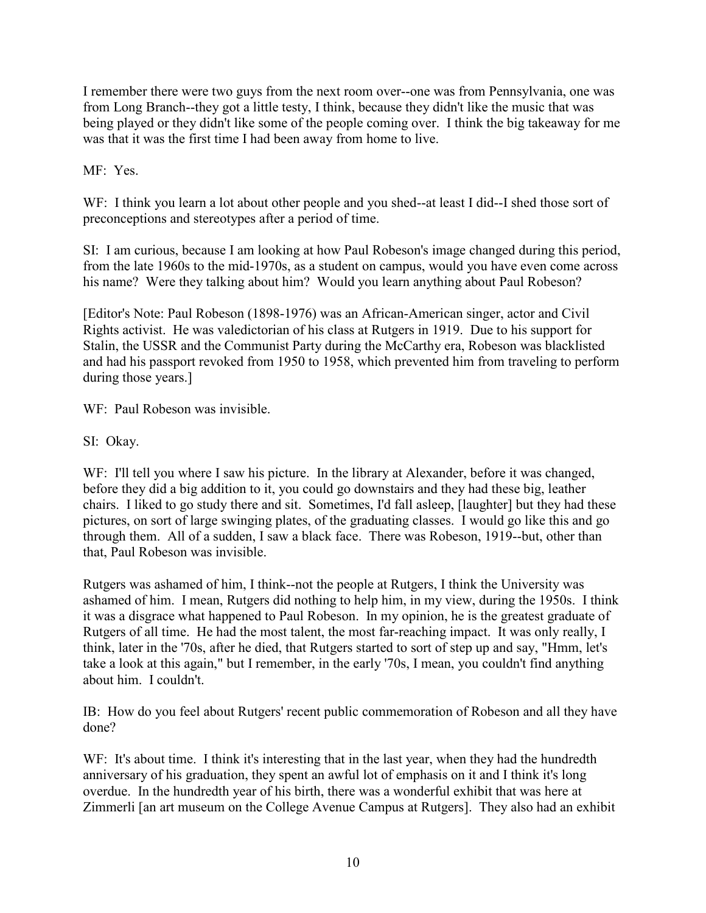I remember there were two guys from the next room over--one was from Pennsylvania, one was from Long Branch--they got a little testy, I think, because they didn't like the music that was being played or they didn't like some of the people coming over. I think the big takeaway for me was that it was the first time I had been away from home to live.

MF: Yes.

WF: I think you learn a lot about other people and you shed--at least I did--I shed those sort of preconceptions and stereotypes after a period of time.

SI: I am curious, because I am looking at how Paul Robeson's image changed during this period, from the late 1960s to the mid-1970s, as a student on campus, would you have even come across his name? Were they talking about him? Would you learn anything about Paul Robeson?

[Editor's Note: Paul Robeson (1898-1976) was an African-American singer, actor and Civil Rights activist. He was valedictorian of his class at Rutgers in 1919. Due to his support for Stalin, the USSR and the Communist Party during the McCarthy era, Robeson was blacklisted and had his passport revoked from 1950 to 1958, which prevented him from traveling to perform during those years.]

WF: Paul Robeson was invisible.

SI: Okay.

WF: I'll tell you where I saw his picture. In the library at Alexander, before it was changed, before they did a big addition to it, you could go downstairs and they had these big, leather chairs. I liked to go study there and sit. Sometimes, I'd fall asleep, [laughter] but they had these pictures, on sort of large swinging plates, of the graduating classes. I would go like this and go through them. All of a sudden, I saw a black face. There was Robeson, 1919--but, other than that, Paul Robeson was invisible.

Rutgers was ashamed of him, I think--not the people at Rutgers, I think the University was ashamed of him. I mean, Rutgers did nothing to help him, in my view, during the 1950s. I think it was a disgrace what happened to Paul Robeson. In my opinion, he is the greatest graduate of Rutgers of all time. He had the most talent, the most far-reaching impact. It was only really, I think, later in the '70s, after he died, that Rutgers started to sort of step up and say, "Hmm, let's take a look at this again," but I remember, in the early '70s, I mean, you couldn't find anything about him. I couldn't.

IB: How do you feel about Rutgers' recent public commemoration of Robeson and all they have done?

WF: It's about time. I think it's interesting that in the last year, when they had the hundredth anniversary of his graduation, they spent an awful lot of emphasis on it and I think it's long overdue. In the hundredth year of his birth, there was a wonderful exhibit that was here at Zimmerli [an art museum on the College Avenue Campus at Rutgers]. They also had an exhibit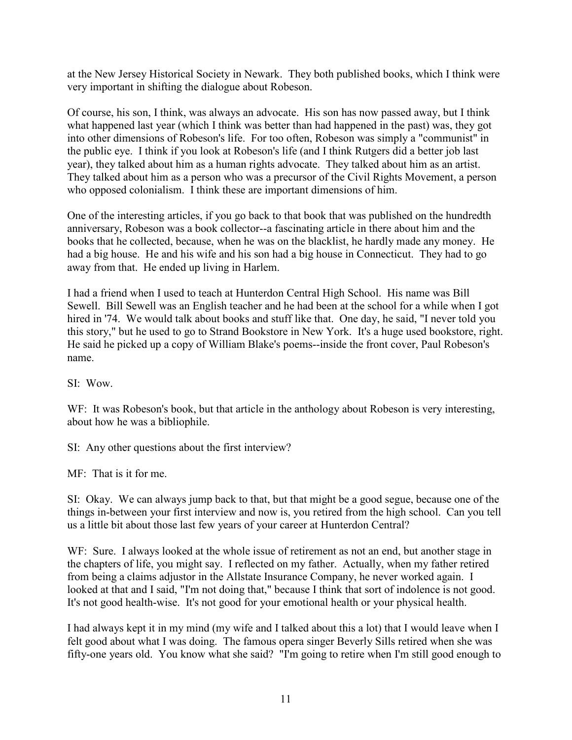at the New Jersey Historical Society in Newark. They both published books, which I think were very important in shifting the dialogue about Robeson.

Of course, his son, I think, was always an advocate. His son has now passed away, but I think what happened last year (which I think was better than had happened in the past) was, they got into other dimensions of Robeson's life. For too often, Robeson was simply a "communist" in the public eye. I think if you look at Robeson's life (and I think Rutgers did a better job last year), they talked about him as a human rights advocate. They talked about him as an artist. They talked about him as a person who was a precursor of the Civil Rights Movement, a person who opposed colonialism. I think these are important dimensions of him.

One of the interesting articles, if you go back to that book that was published on the hundredth anniversary, Robeson was a book collector--a fascinating article in there about him and the books that he collected, because, when he was on the blacklist, he hardly made any money. He had a big house. He and his wife and his son had a big house in Connecticut. They had to go away from that. He ended up living in Harlem.

I had a friend when I used to teach at Hunterdon Central High School. His name was Bill Sewell. Bill Sewell was an English teacher and he had been at the school for a while when I got hired in '74. We would talk about books and stuff like that. One day, he said, "I never told you this story," but he used to go to Strand Bookstore in New York. It's a huge used bookstore, right. He said he picked up a copy of William Blake's poems--inside the front cover, Paul Robeson's name.

SI: Wow.

WF: It was Robeson's book, but that article in the anthology about Robeson is very interesting, about how he was a bibliophile.

SI: Any other questions about the first interview?

MF: That is it for me.

SI: Okay. We can always jump back to that, but that might be a good segue, because one of the things in-between your first interview and now is, you retired from the high school. Can you tell us a little bit about those last few years of your career at Hunterdon Central?

WF: Sure. I always looked at the whole issue of retirement as not an end, but another stage in the chapters of life, you might say. I reflected on my father. Actually, when my father retired from being a claims adjustor in the Allstate Insurance Company, he never worked again. I looked at that and I said, "I'm not doing that," because I think that sort of indolence is not good. It's not good health-wise. It's not good for your emotional health or your physical health.

I had always kept it in my mind (my wife and I talked about this a lot) that I would leave when I felt good about what I was doing. The famous opera singer Beverly Sills retired when she was fifty-one years old. You know what she said? "I'm going to retire when I'm still good enough to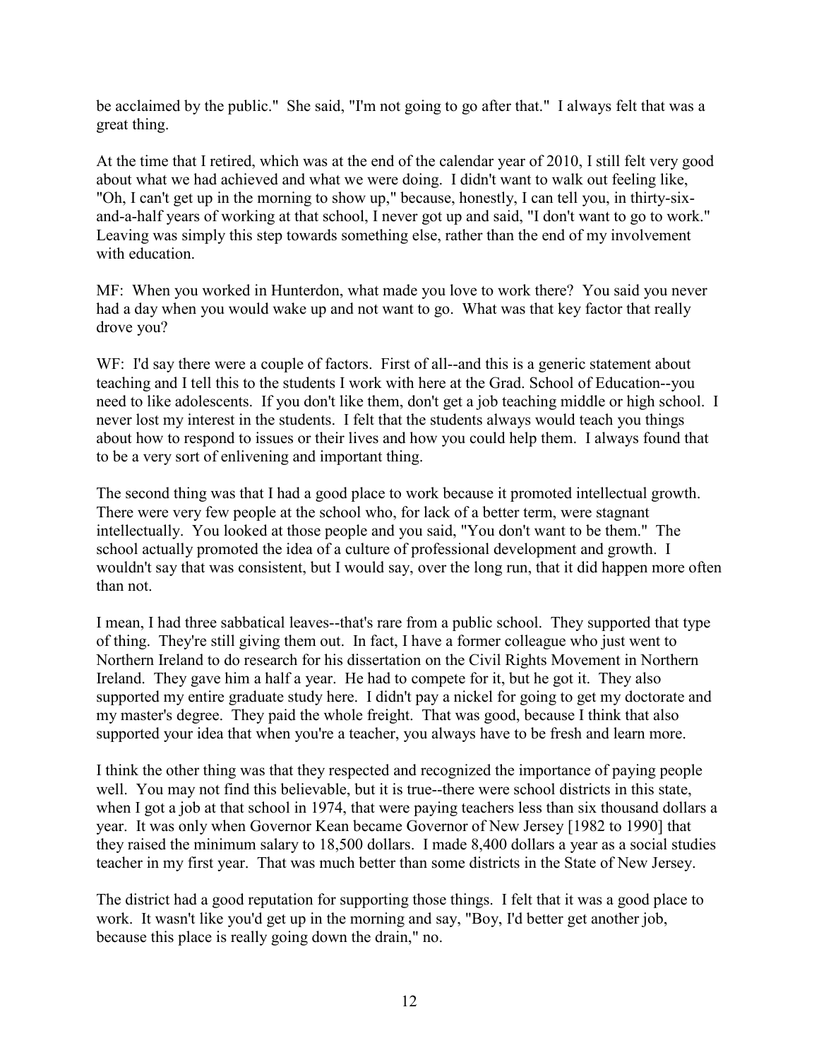be acclaimed by the public." She said, "I'm not going to go after that." I always felt that was a great thing.

At the time that I retired, which was at the end of the calendar year of 2010, I still felt very good about what we had achieved and what we were doing. I didn't want to walk out feeling like, "Oh, I can't get up in the morning to show up," because, honestly, I can tell you, in thirty-six-and-a-half years of working at that school, I never got up and said, "I don't want to go to work." Leaving was simply this step towards something else, rather than the end of my involvement with education.

MF: When you worked in Hunterdon, what made you love to work there? You said you never had a day when you would wake up and not want to go. What was that key factor that really drove you?

WF: I'd say there were a couple of factors. First of all--and this is a generic statement about teaching and I tell this to the students I work with here at the Grad. School of Education--you need to like adolescents. If you don't like them, don't get a job teaching middle or high school. I never lost my interest in the students. I felt that the students always would teach you things about how to respond to issues or their lives and how you could help them. I always found that to be a very sort of enlivening and important thing.

The second thing was that I had a good place to work because it promoted intellectual growth. There were very few people at the school who, for lack of a better term, were stagnant intellectually. You looked at those people and you said, "You don't want to be them." The school actually promoted the idea of a culture of professional development and growth. I wouldn't say that was consistent, but I would say, over the long run, that it did happen more often than not.

I mean, I had three sabbatical leaves--that's rare from a public school. They supported that type of thing. They're still giving them out. In fact, I have a former colleague who just went to Northern Ireland to do research for his dissertation on the Civil Rights Movement in Northern Ireland. They gave him a half a year. He had to compete for it, but he got it. They also supported my entire graduate study here. I didn't pay a nickel for going to get my doctorate and my master's degree. They paid the whole freight. That was good, because I think that also supported your idea that when you're a teacher, you always have to be fresh and learn more.

I think the other thing was that they respected and recognized the importance of paying people well. You may not find this believable, but it is true--there were school districts in this state, when I got a job at that school in 1974, that were paying teachers less than six thousand dollars a year. It was only when Governor Kean became Governor of New Jersey [1982 to 1990] that they raised the minimum salary to 18,500 dollars. I made 8,400 dollars a year as a social studies teacher in my first year. That was much better than some districts in the State of New Jersey.

The district had a good reputation for supporting those things. I felt that it was a good place to work. It wasn't like you'd get up in the morning and say, "Boy, I'd better get another job, because this place is really going down the drain," no.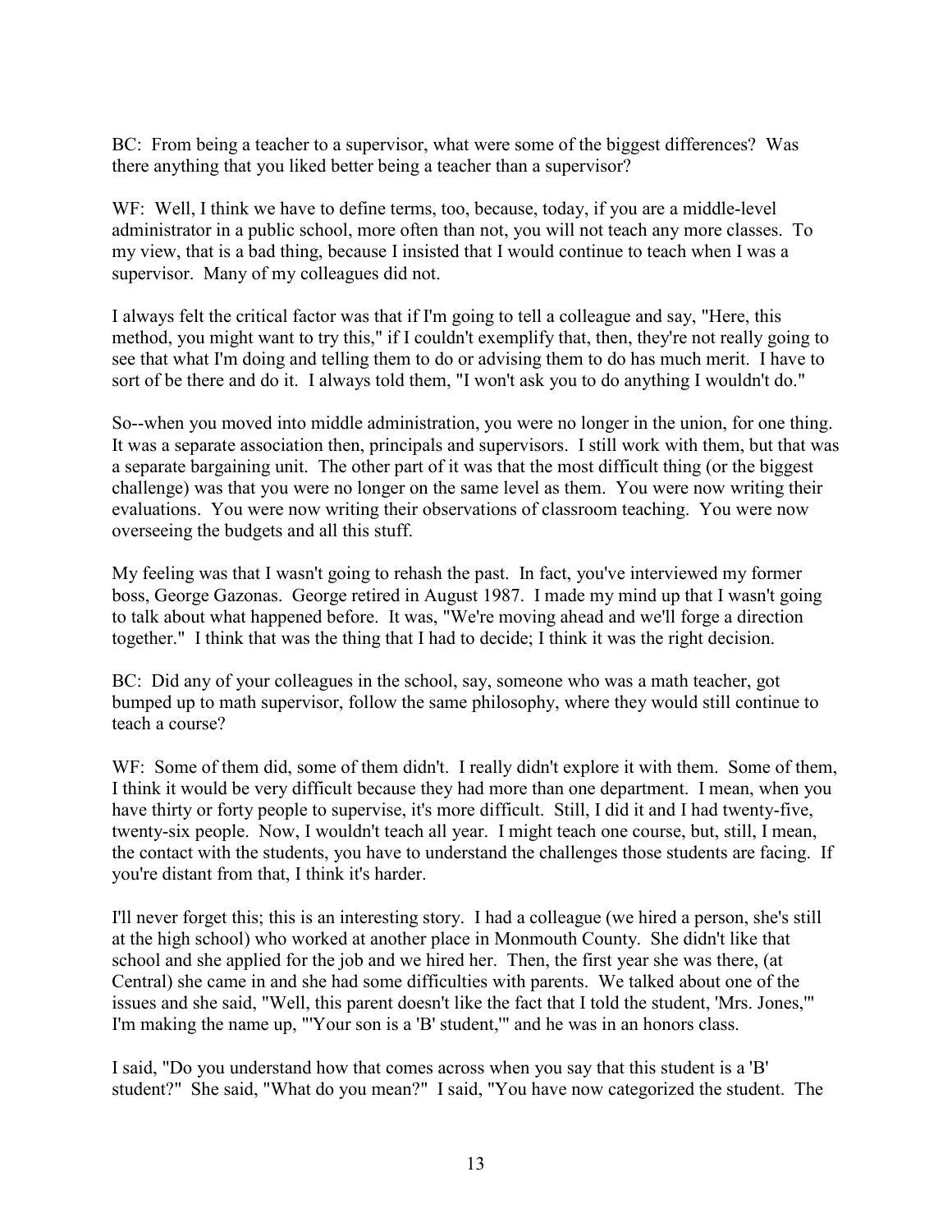BC: From being a teacher to a supervisor, what were some of the biggest differences? Was there anything that you liked better being a teacher than a supervisor?

WF: Well, I think we have to define terms, too, because, today, if you are a middle-level administrator in a public school, more often than not, you will not teach any more classes. To my view, that is a bad thing, because I insisted that I would continue to teach when I was a supervisor. Many of my colleagues did not.

I always felt the critical factor was that if I'm going to tell a colleague and say, "Here, this method, you might want to try this," if I couldn't exemplify that, then, they're not really going to see that what I'm doing and telling them to do or advising them to do has much merit. I have to sort of be there and do it. I always told them, "I won't ask you to do anything I wouldn't do."

So--when you moved into middle administration, you were no longer in the union, for one thing. It was a separate association then, principals and supervisors. I still work with them, but that was a separate bargaining unit. The other part of it was that the most difficult thing (or the biggest challenge) was that you were no longer on the same level as them. You were now writing their evaluations. You were now writing their observations of classroom teaching. You were now overseeing the budgets and all this stuff.

My feeling was that I wasn't going to rehash the past. In fact, you've interviewed my former boss, George Gazonas. George retired in August 1987. I made my mind up that I wasn't going to talk about what happened before. It was, "We're moving ahead and we'll forge a direction together." I think that was the thing that I had to decide; I think it was the right decision.

BC: Did any of your colleagues in the school, say, someone who was a math teacher, got bumped up to math supervisor, follow the same philosophy, where they would still continue to teach a course?

WF: Some of them did, some of them didn't. I really didn't explore it with them. Some of them, I think it would be very difficult because they had more than one department. I mean, when you have thirty or forty people to supervise, it's more difficult. Still, I did it and I had twenty-five, twenty-six people. Now, I wouldn't teach all year. I might teach one course, but, still, I mean, the contact with the students, you have to understand the challenges those students are facing. If you're distant from that, I think it's harder.

I'll never forget this; this is an interesting story. I had a colleague (we hired a person, she's still at the high school) who worked at another place in Monmouth County. She didn't like that school and she applied for the job and we hired her. Then, the first year she was there, (at Central) she came in and she had some difficulties with parents. We talked about one of the issues and she said, "Well, this parent doesn't like the fact that I told the student, 'Mrs. Jones,'" I'm making the name up, "'Your son is a 'B' student,'" and he was in an honors class.

I said, "Do you understand how that comes across when you say that this student is a 'B' student?" She said, "What do you mean?" I said, "You have now categorized the student. The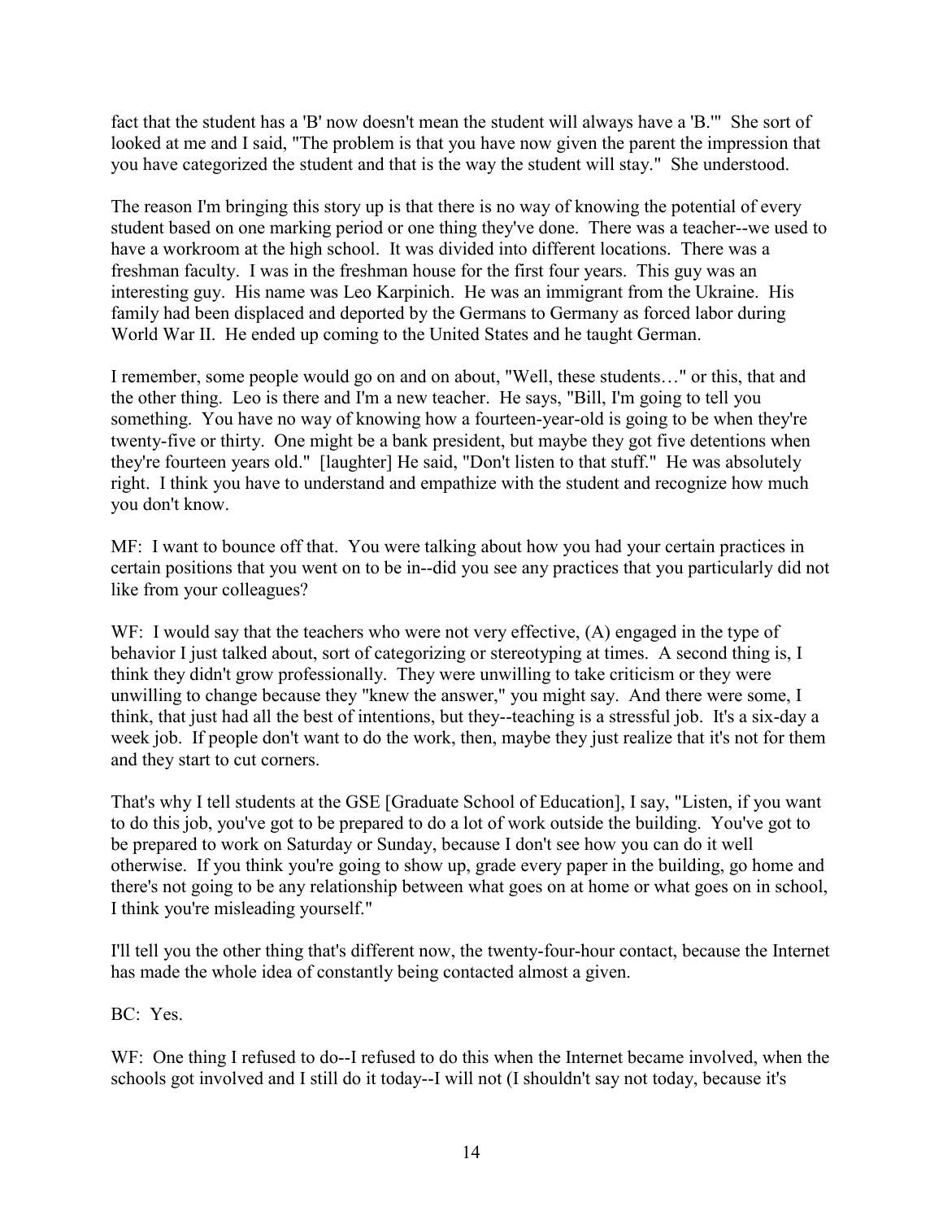fact that the student has a 'B' now doesn't mean the student will always have a 'B.'" She sort of looked at me and I said, "The problem is that you have now given the parent the impression that you have categorized the student and that is the way the student will stay." She understood.

The reason I'm bringing this story up is that there is no way of knowing the potential of every student based on one marking period or one thing they've done. There was a teacher--we used to have a workroom at the high school. It was divided into different locations. There was a freshman faculty. I was in the freshman house for the first four years. This guy was an interesting guy. His name was Leo Karpinich. He was an immigrant from the Ukraine. His family had been displaced and deported by the Germans to Germany as forced labor during World War II. He ended up coming to the United States and he taught German.

I remember, some people would go on and on about, "Well, these students…" or this, that and the other thing. Leo is there and I'm a new teacher. He says, "Bill, I'm going to tell you something. You have no way of knowing how a fourteen-year-old is going to be when they're twenty-five or thirty. One might be a bank president, but maybe they got five detentions when they're fourteen years old." [laughter] He said, "Don't listen to that stuff." He was absolutely right. I think you have to understand and empathize with the student and recognize how much you don't know.

MF: I want to bounce off that. You were talking about how you had your certain practices in certain positions that you went on to be in--did you see any practices that you particularly did not like from your colleagues?

WF: I would say that the teachers who were not very effective, (A) engaged in the type of behavior I just talked about, sort of categorizing or stereotyping at times. A second thing is, I think they didn't grow professionally. They were unwilling to take criticism or they were unwilling to change because they "knew the answer," you might say. And there were some, I think, that just had all the best of intentions, but they--teaching is a stressful job. It's a six-day a week job. If people don't want to do the work, then, maybe they just realize that it's not for them and they start to cut corners.

That's why I tell students at the GSE [Graduate School of Education], I say, "Listen, if you want to do this job, you've got to be prepared to do a lot of work outside the building. You've got to be prepared to work on Saturday or Sunday, because I don't see how you can do it well otherwise. If you think you're going to show up, grade every paper in the building, go home and there's not going to be any relationship between what goes on at home or what goes on in school, I think you're misleading yourself."

I'll tell you the other thing that's different now, the twenty-four-hour contact, because the Internet has made the whole idea of constantly being contacted almost a given.

BC: Yes.

WF: One thing I refused to do--I refused to do this when the Internet became involved, when the schools got involved and I still do it today--I will not (I shouldn't say not today, because it's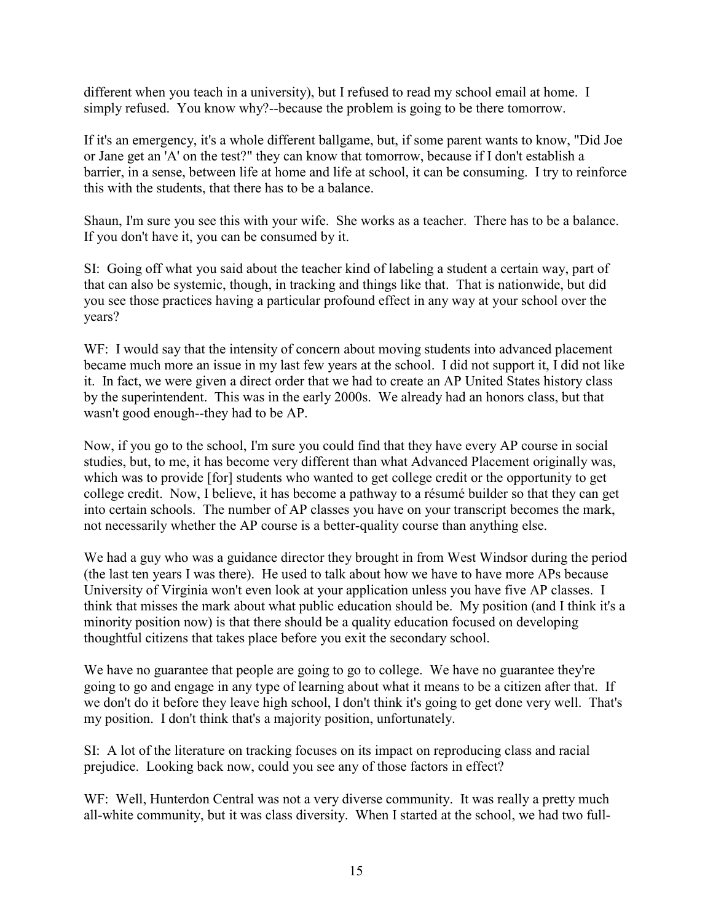different when you teach in a university), but I refused to read my school email at home. I simply refused. You know why?--because the problem is going to be there tomorrow.

If it's an emergency, it's a whole different ballgame, but, if some parent wants to know, "Did Joe or Jane get an 'A' on the test?" they can know that tomorrow, because if I don't establish a barrier, in a sense, between life at home and life at school, it can be consuming. I try to reinforce this with the students, that there has to be a balance.

Shaun, I'm sure you see this with your wife. She works as a teacher. There has to be a balance. If you don't have it, you can be consumed by it.

SI: Going off what you said about the teacher kind of labeling a student a certain way, part of that can also be systemic, though, in tracking and things like that. That is nationwide, but did you see those practices having a particular profound effect in any way at your school over the years?

WF: I would say that the intensity of concern about moving students into advanced placement became much more an issue in my last few years at the school. I did not support it, I did not like it. In fact, we were given a direct order that we had to create an AP United States history class by the superintendent. This was in the early 2000s. We already had an honors class, but that wasn't good enough--they had to be AP.

Now, if you go to the school, I'm sure you could find that they have every AP course in social studies, but, to me, it has become very different than what Advanced Placement originally was, which was to provide [for] students who wanted to get college credit or the opportunity to get college credit. Now, I believe, it has become a pathway to a résumé builder so that they can get into certain schools. The number of AP classes you have on your transcript becomes the mark, not necessarily whether the AP course is a better-quality course than anything else.

We had a guy who was a guidance director they brought in from West Windsor during the period (the last ten years I was there). He used to talk about how we have to have more APs because University of Virginia won't even look at your application unless you have five AP classes. I think that misses the mark about what public education should be. My position (and I think it's a minority position now) is that there should be a quality education focused on developing thoughtful citizens that takes place before you exit the secondary school.

We have no guarantee that people are going to go to college. We have no guarantee they're going to go and engage in any type of learning about what it means to be a citizen after that. If we don't do it before they leave high school, I don't think it's going to get done very well. That's my position. I don't think that's a majority position, unfortunately.

SI: A lot of the literature on tracking focuses on its impact on reproducing class and racial prejudice. Looking back now, could you see any of those factors in effect?

WF: Well, Hunterdon Central was not a very diverse community. It was really a pretty much all-white community, but it was class diversity. When I started at the school, we had two full-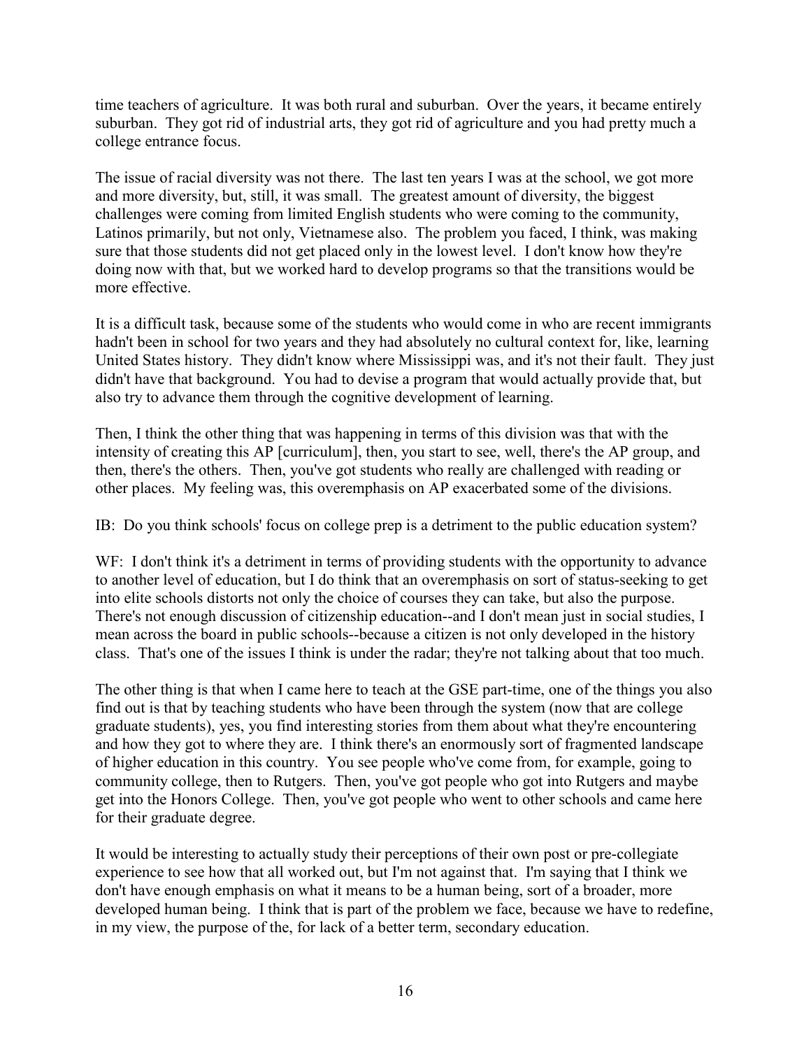time teachers of agriculture. It was both rural and suburban. Over the years, it became entirely suburban. They got rid of industrial arts, they got rid of agriculture and you had pretty much a college entrance focus.

The issue of racial diversity was not there. The last ten years I was at the school, we got more and more diversity, but, still, it was small. The greatest amount of diversity, the biggest challenges were coming from limited English students who were coming to the community, Latinos primarily, but not only, Vietnamese also. The problem you faced, I think, was making sure that those students did not get placed only in the lowest level. I don't know how they're doing now with that, but we worked hard to develop programs so that the transitions would be more effective.

It is a difficult task, because some of the students who would come in who are recent immigrants hadn't been in school for two years and they had absolutely no cultural context for, like, learning United States history. They didn't know where Mississippi was, and it's not their fault. They just didn't have that background. You had to devise a program that would actually provide that, but also try to advance them through the cognitive development of learning.

Then, I think the other thing that was happening in terms of this division was that with the intensity of creating this AP [curriculum], then, you start to see, well, there's the AP group, and then, there's the others. Then, you've got students who really are challenged with reading or other places. My feeling was, this overemphasis on AP exacerbated some of the divisions.

IB: Do you think schools' focus on college prep is a detriment to the public education system?

WF: I don't think it's a detriment in terms of providing students with the opportunity to advance to another level of education, but I do think that an overemphasis on sort of status-seeking to get into elite schools distorts not only the choice of courses they can take, but also the purpose. There's not enough discussion of citizenship education--and I don't mean just in social studies, I mean across the board in public schools--because a citizen is not only developed in the history class. That's one of the issues I think is under the radar; they're not talking about that too much.

The other thing is that when I came here to teach at the GSE part-time, one of the things you also find out is that by teaching students who have been through the system (now that are college graduate students), yes, you find interesting stories from them about what they're encountering and how they got to where they are. I think there's an enormously sort of fragmented landscape of higher education in this country. You see people who've come from, for example, going to community college, then to Rutgers. Then, you've got people who got into Rutgers and maybe get into the Honors College. Then, you've got people who went to other schools and came here for their graduate degree.

It would be interesting to actually study their perceptions of their own post or pre-collegiate experience to see how that all worked out, but I'm not against that. I'm saying that I think we don't have enough emphasis on what it means to be a human being, sort of a broader, more developed human being. I think that is part of the problem we face, because we have to redefine, in my view, the purpose of the, for lack of a better term, secondary education.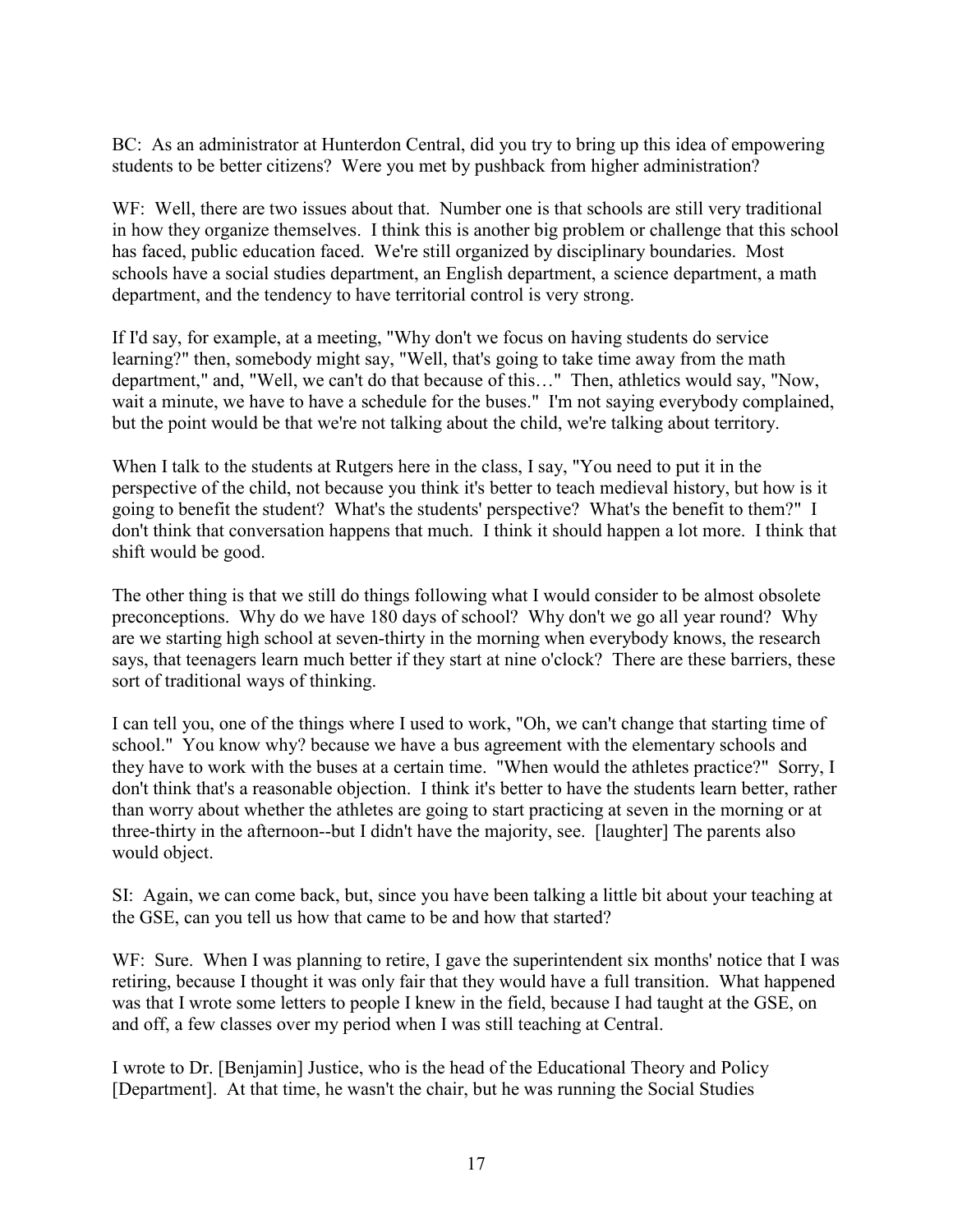BC: As an administrator at Hunterdon Central, did you try to bring up this idea of empowering students to be better citizens? Were you met by pushback from higher administration?

WF: Well, there are two issues about that. Number one is that schools are still very traditional in how they organize themselves. I think this is another big problem or challenge that this school has faced, public education faced. We're still organized by disciplinary boundaries. Most schools have a social studies department, an English department, a science department, a math department, and the tendency to have territorial control is very strong.

If I'd say, for example, at a meeting, "Why don't we focus on having students do service learning?" then, somebody might say, "Well, that's going to take time away from the math department," and, "Well, we can't do that because of this…" Then, athletics would say, "Now, wait a minute, we have to have a schedule for the buses." I'm not saying everybody complained, but the point would be that we're not talking about the child, we're talking about territory.

When I talk to the students at Rutgers here in the class, I say, "You need to put it in the perspective of the child, not because you think it's better to teach medieval history, but how is it going to benefit the student? What's the students' perspective? What's the benefit to them?" I don't think that conversation happens that much. I think it should happen a lot more. I think that shift would be good.

The other thing is that we still do things following what I would consider to be almost obsolete preconceptions. Why do we have 180 days of school? Why don't we go all year round? Why are we starting high school at seven-thirty in the morning when everybody knows, the research says, that teenagers learn much better if they start at nine o'clock? There are these barriers, these sort of traditional ways of thinking.

I can tell you, one of the things where I used to work, "Oh, we can't change that starting time of school." You know why? because we have a bus agreement with the elementary schools and they have to work with the buses at a certain time. "When would the athletes practice?" Sorry, I don't think that's a reasonable objection. I think it's better to have the students learn better, rather than worry about whether the athletes are going to start practicing at seven in the morning or at three-thirty in the afternoon--but I didn't have the majority, see. [laughter] The parents also would object.

SI: Again, we can come back, but, since you have been talking a little bit about your teaching at the GSE, can you tell us how that came to be and how that started?

WF: Sure. When I was planning to retire, I gave the superintendent six months' notice that I was retiring, because I thought it was only fair that they would have a full transition. What happened was that I wrote some letters to people I knew in the field, because I had taught at the GSE, on and off, a few classes over my period when I was still teaching at Central.

I wrote to Dr. [Benjamin] Justice, who is the head of the Educational Theory and Policy [Department]. At that time, he wasn't the chair, but he was running the Social Studies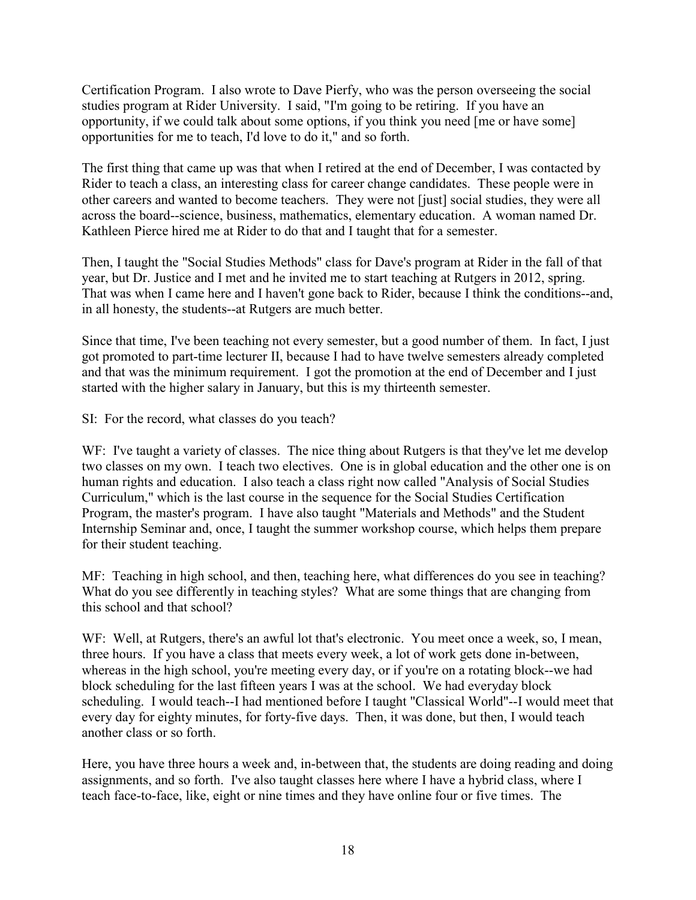Certification Program. I also wrote to Dave Pierfy, who was the person overseeing the social studies program at Rider University. I said, "I'm going to be retiring. If you have an opportunity, if we could talk about some options, if you think you need [me or have some] opportunities for me to teach, I'd love to do it," and so forth.

The first thing that came up was that when I retired at the end of December, I was contacted by Rider to teach a class, an interesting class for career change candidates. These people were in other careers and wanted to become teachers. They were not [just] social studies, they were all across the board--science, business, mathematics, elementary education. A woman named Dr. Kathleen Pierce hired me at Rider to do that and I taught that for a semester.

Then, I taught the "Social Studies Methods" class for Dave's program at Rider in the fall of that year, but Dr. Justice and I met and he invited me to start teaching at Rutgers in 2012, spring. That was when I came here and I haven't gone back to Rider, because I think the conditions--and, in all honesty, the students--at Rutgers are much better.

Since that time, I've been teaching not every semester, but a good number of them. In fact, I just got promoted to part-time lecturer II, because I had to have twelve semesters already completed and that was the minimum requirement. I got the promotion at the end of December and I just started with the higher salary in January, but this is my thirteenth semester.

SI: For the record, what classes do you teach?

WF: I've taught a variety of classes. The nice thing about Rutgers is that they've let me develop two classes on my own. I teach two electives. One is in global education and the other one is on human rights and education. I also teach a class right now called "Analysis of Social Studies Curriculum," which is the last course in the sequence for the Social Studies Certification Program, the master's program. I have also taught "Materials and Methods" and the Student Internship Seminar and, once, I taught the summer workshop course, which helps them prepare for their student teaching.

MF: Teaching in high school, and then, teaching here, what differences do you see in teaching? What do you see differently in teaching styles? What are some things that are changing from this school and that school?

WF: Well, at Rutgers, there's an awful lot that's electronic. You meet once a week, so, I mean, three hours. If you have a class that meets every week, a lot of work gets done in-between, whereas in the high school, you're meeting every day, or if you're on a rotating block--we had block scheduling for the last fifteen years I was at the school. We had everyday block scheduling. I would teach--I had mentioned before I taught "Classical World"--I would meet that every day for eighty minutes, for forty-five days. Then, it was done, but then, I would teach another class or so forth.

Here, you have three hours a week and, in-between that, the students are doing reading and doing assignments, and so forth. I've also taught classes here where I have a hybrid class, where I teach face-to-face, like, eight or nine times and they have online four or five times. The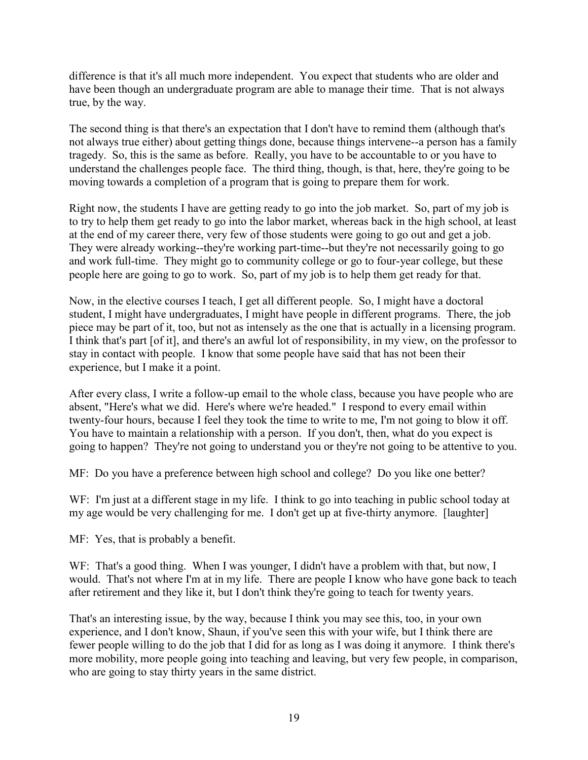difference is that it's all much more independent. You expect that students who are older and have been though an undergraduate program are able to manage their time. That is not always true, by the way.

The second thing is that there's an expectation that I don't have to remind them (although that's not always true either) about getting things done, because things intervene--a person has a family tragedy. So, this is the same as before. Really, you have to be accountable to or you have to understand the challenges people face. The third thing, though, is that, here, they're going to be moving towards a completion of a program that is going to prepare them for work.

Right now, the students I have are getting ready to go into the job market. So, part of my job is to try to help them get ready to go into the labor market, whereas back in the high school, at least at the end of my career there, very few of those students were going to go out and get a job. They were already working--they're working part-time--but they're not necessarily going to go and work full-time. They might go to community college or go to four-year college, but these people here are going to go to work. So, part of my job is to help them get ready for that.

Now, in the elective courses I teach, I get all different people. So, I might have a doctoral student, I might have undergraduates, I might have people in different programs. There, the job piece may be part of it, too, but not as intensely as the one that is actually in a licensing program. I think that's part [of it], and there's an awful lot of responsibility, in my view, on the professor to stay in contact with people. I know that some people have said that has not been their experience, but I make it a point.

After every class, I write a follow-up email to the whole class, because you have people who are absent, "Here's what we did. Here's where we're headed." I respond to every email within twenty-four hours, because I feel they took the time to write to me, I'm not going to blow it off. You have to maintain a relationship with a person. If you don't, then, what do you expect is going to happen? They're not going to understand you or they're not going to be attentive to you.

MF: Do you have a preference between high school and college? Do you like one better?

WF: I'm just at a different stage in my life. I think to go into teaching in public school today at my age would be very challenging for me. I don't get up at five-thirty anymore. [laughter]

MF: Yes, that is probably a benefit.

WF: That's a good thing. When I was younger, I didn't have a problem with that, but now, I would. That's not where I'm at in my life. There are people I know who have gone back to teach after retirement and they like it, but I don't think they're going to teach for twenty years.

That's an interesting issue, by the way, because I think you may see this, too, in your own experience, and I don't know, Shaun, if you've seen this with your wife, but I think there are fewer people willing to do the job that I did for as long as I was doing it anymore. I think there's more mobility, more people going into teaching and leaving, but very few people, in comparison, who are going to stay thirty years in the same district.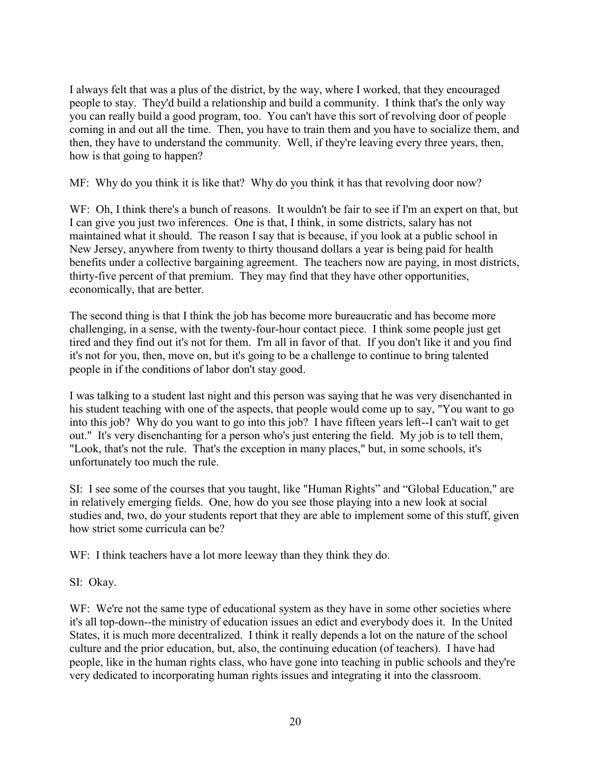I always felt that was a plus of the district, by the way, where I worked, that they encouraged people to stay. They'd build a relationship and build a community. I think that's the only way you can really build a good program, too. You can't have this sort of revolving door of people coming in and out all the time. Then, you have to train them and you have to socialize them, and then, they have to understand the community. Well, if they're leaving every three years, then, how is that going to happen?

MF: Why do you think it is like that? Why do you think it has that revolving door now?

WF: Oh, I think there's a bunch of reasons. It wouldn't be fair to see if I'm an expert on that, but I can give you just two inferences. One is that, I think, in some districts, salary has not maintained what it should. The reason I say that is because, if you look at a public school in New Jersey, anywhere from twenty to thirty thousand dollars a year is being paid for health benefits under a collective bargaining agreement. The teachers now are paying, in most districts, thirty-five percent of that premium. They may find that they have other opportunities, economically, that are better.

The second thing is that I think the job has become more bureaucratic and has become more challenging, in a sense, with the twenty-four-hour contact piece. I think some people just get tired and they find out it's not for them. I'm all in favor of that. If you don't like it and you find it's not for you, then, move on, but it's going to be a challenge to continue to bring talented people in if the conditions of labor don't stay good.

I was talking to a student last night and this person was saying that he was very disenchanted in his student teaching with one of the aspects, that people would come up to say, "You want to go into this job? Why do you want to go into this job? I have fifteen years left--I can't wait to get out." It's very disenchanting for a person who's just entering the field. My job is to tell them, "Look, that's not the rule. That's the exception in many places," but, in some schools, it's unfortunately too much the rule.

SI: I see some of the courses that you taught, like "Human Rights" and "Global Education," are in relatively emerging fields. One, how do you see those playing into a new look at social studies and, two, do your students report that they are able to implement some of this stuff, given how strict some curricula can be?

WF: I think teachers have a lot more leeway than they think they do.

SI: Okay.

WF: We're not the same type of educational system as they have in some other societies where it's all top-down--the ministry of education issues an edict and everybody does it. In the United States, it is much more decentralized. I think it really depends a lot on the nature of the school culture and the prior education, but, also, the continuing education (of teachers). I have had people, like in the human rights class, who have gone into teaching in public schools and they're very dedicated to incorporating human rights issues and integrating it into the classroom.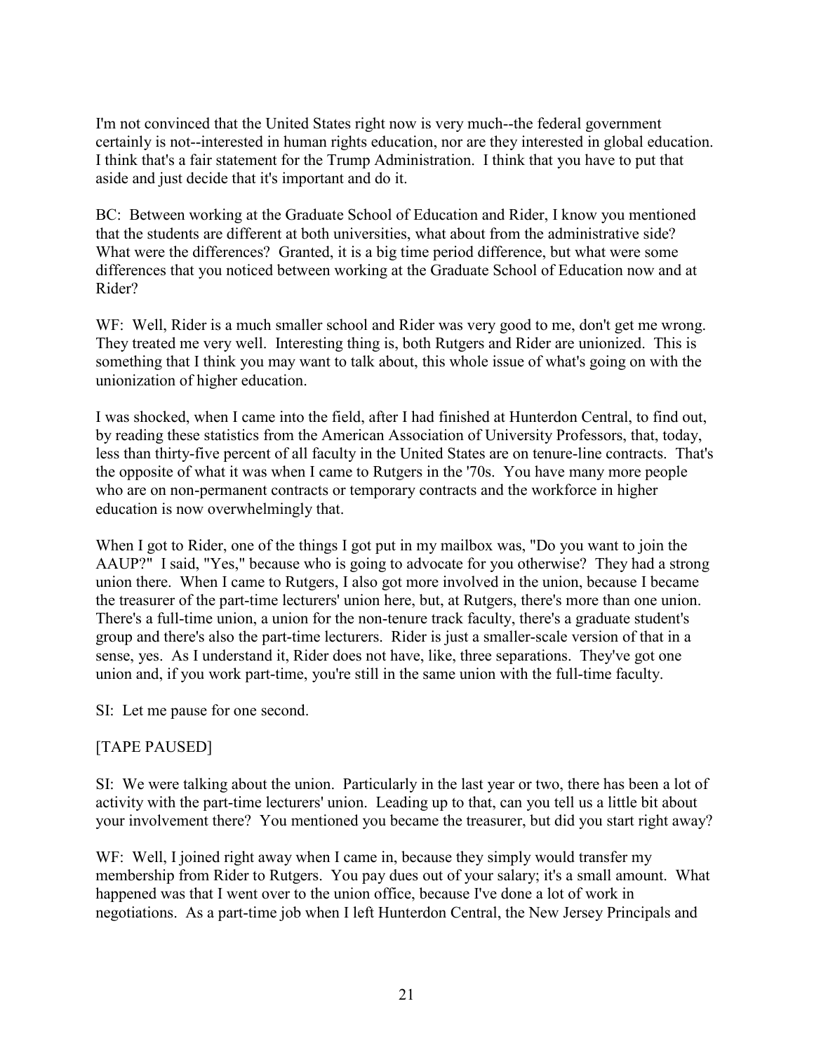I'm not convinced that the United States right now is very much--the federal government certainly is not--interested in human rights education, nor are they interested in global education. I think that's a fair statement for the Trump Administration. I think that you have to put that aside and just decide that it's important and do it.

BC: Between working at the Graduate School of Education and Rider, I know you mentioned that the students are different at both universities, what about from the administrative side? What were the differences? Granted, it is a big time period difference, but what were some differences that you noticed between working at the Graduate School of Education now and at Rider?

WF: Well, Rider is a much smaller school and Rider was very good to me, don't get me wrong. They treated me very well. Interesting thing is, both Rutgers and Rider are unionized. This is something that I think you may want to talk about, this whole issue of what's going on with the unionization of higher education.

I was shocked, when I came into the field, after I had finished at Hunterdon Central, to find out, by reading these statistics from the American Association of University Professors, that, today, less than thirty-five percent of all faculty in the United States are on tenure-line contracts. That's the opposite of what it was when I came to Rutgers in the '70s. You have many more people who are on non-permanent contracts or temporary contracts and the workforce in higher education is now overwhelmingly that.

When I got to Rider, one of the things I got put in my mailbox was, "Do you want to join the AAUP?" I said, "Yes," because who is going to advocate for you otherwise? They had a strong union there. When I came to Rutgers, I also got more involved in the union, because I became the treasurer of the part-time lecturers' union here, but, at Rutgers, there's more than one union. There's a full-time union, a union for the non-tenure track faculty, there's a graduate student's group and there's also the part-time lecturers. Rider is just a smaller-scale version of that in a sense, yes. As I understand it, Rider does not have, like, three separations. They've got one union and, if you work part-time, you're still in the same union with the full-time faculty.

SI: Let me pause for one second.

[TAPE PAUSED]

SI: We were talking about the union. Particularly in the last year or two, there has been a lot of activity with the part-time lecturers' union. Leading up to that, can you tell us a little bit about your involvement there? You mentioned you became the treasurer, but did you start right away?

WF: Well, I joined right away when I came in, because they simply would transfer my membership from Rider to Rutgers. You pay dues out of your salary; it's a small amount. What happened was that I went over to the union office, because I've done a lot of work in negotiations. As a part-time job when I left Hunterdon Central, the New Jersey Principals and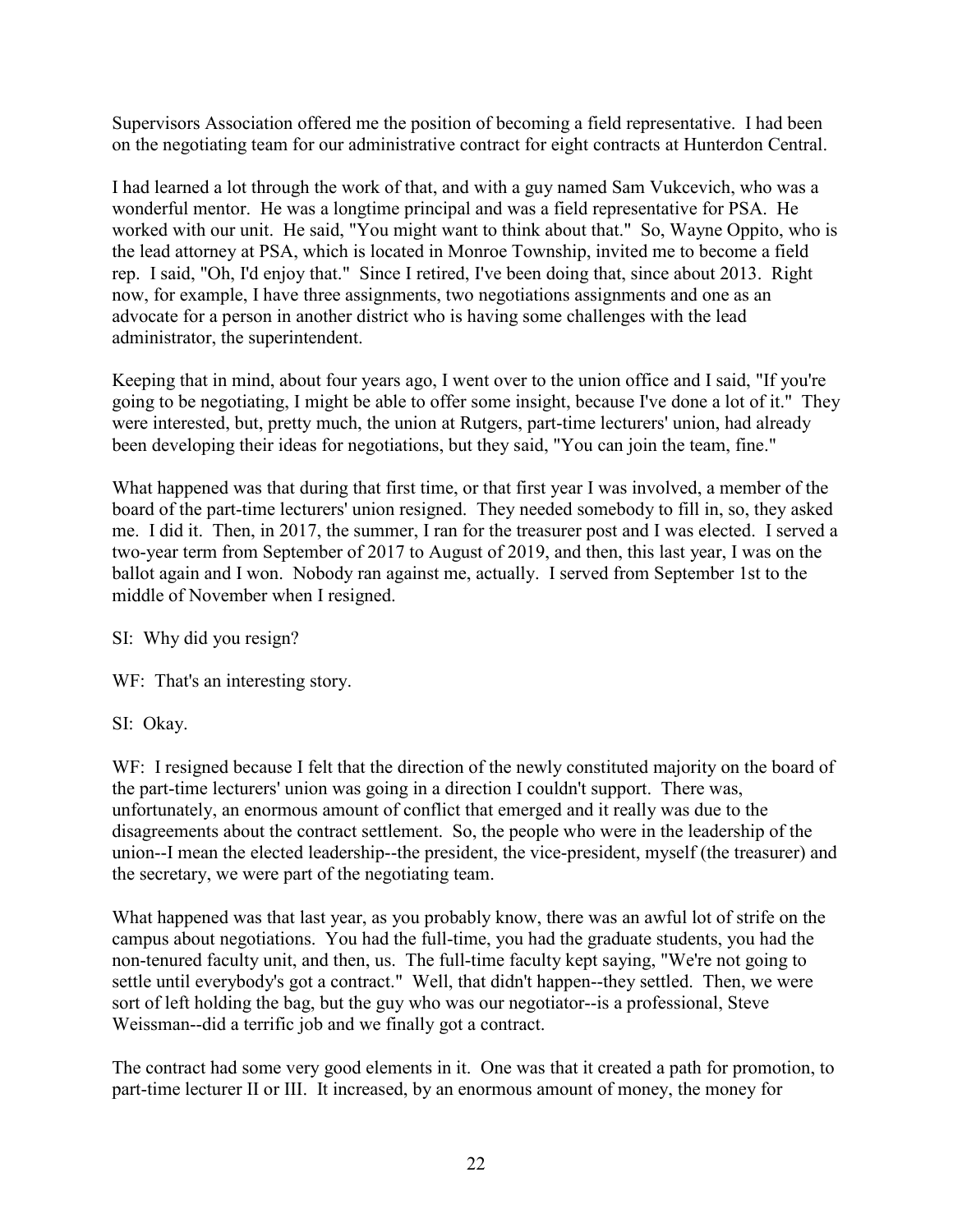Supervisors Association offered me the position of becoming a field representative. I had been on the negotiating team for our administrative contract for eight contracts at Hunterdon Central.

I had learned a lot through the work of that, and with a guy named Sam Vukcevich, who was a wonderful mentor. He was a longtime principal and was a field representative for PSA. He worked with our unit. He said, "You might want to think about that." So, Wayne Oppito, who is the lead attorney at PSA, which is located in Monroe Township, invited me to become a field rep. I said, "Oh, I'd enjoy that." Since I retired, I've been doing that, since about 2013. Right now, for example, I have three assignments, two negotiations assignments and one as an advocate for a person in another district who is having some challenges with the lead administrator, the superintendent.

Keeping that in mind, about four years ago, I went over to the union office and I said, "If you're going to be negotiating, I might be able to offer some insight, because I've done a lot of it." They were interested, but, pretty much, the union at Rutgers, part-time lecturers' union, had already been developing their ideas for negotiations, but they said, "You can join the team, fine."

What happened was that during that first time, or that first year I was involved, a member of the board of the part-time lecturers' union resigned. They needed somebody to fill in, so, they asked me. I did it. Then, in 2017, the summer, I ran for the treasurer post and I was elected. I served a two-year term from September of 2017 to August of 2019, and then, this last year, I was on the ballot again and I won. Nobody ran against me, actually. I served from September 1st to the middle of November when I resigned.

SI: Why did you resign?

WF: That's an interesting story.

SI: Okay.

WF: I resigned because I felt that the direction of the newly constituted majority on the board of the part-time lecturers' union was going in a direction I couldn't support. There was, unfortunately, an enormous amount of conflict that emerged and it really was due to the disagreements about the contract settlement. So, the people who were in the leadership of the union--I mean the elected leadership--the president, the vice-president, myself (the treasurer) and the secretary, we were part of the negotiating team.

What happened was that last year, as you probably know, there was an awful lot of strife on the campus about negotiations. You had the full-time, you had the graduate students, you had the non-tenured faculty unit, and then, us. The full-time faculty kept saying, "We're not going to settle until everybody's got a contract." Well, that didn't happen--they settled. Then, we were sort of left holding the bag, but the guy who was our negotiator--is a professional, Steve Weissman--did a terrific job and we finally got a contract.

The contract had some very good elements in it. One was that it created a path for promotion, to part-time lecturer II or III. It increased, by an enormous amount of money, the money for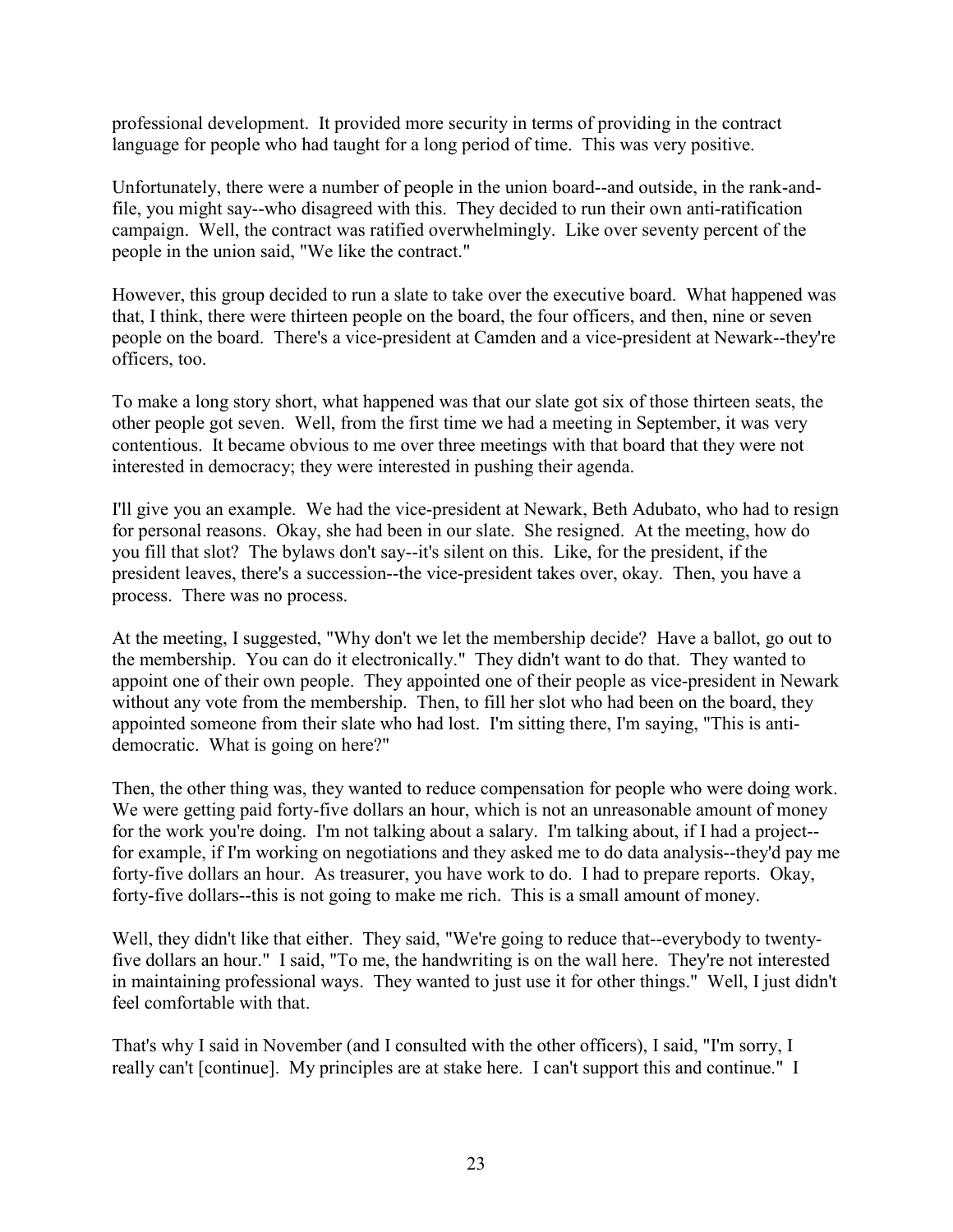professional development. It provided more security in terms of providing in the contract language for people who had taught for a long period of time. This was very positive.

Unfortunately, there were a number of people in the union board--and outside, in the rank-and-file, you might say--who disagreed with this. They decided to run their own anti-ratification campaign. Well, the contract was ratified overwhelmingly. Like over seventy percent of the people in the union said, "We like the contract."

However, this group decided to run a slate to take over the executive board. What happened was that, I think, there were thirteen people on the board, the four officers, and then, nine or seven people on the board. There's a vice-president at Camden and a vice-president at Newark--they're officers, too.

To make a long story short, what happened was that our slate got six of those thirteen seats, the other people got seven. Well, from the first time we had a meeting in September, it was very contentious. It became obvious to me over three meetings with that board that they were not interested in democracy; they were interested in pushing their agenda.

I'll give you an example. We had the vice-president at Newark, Beth Adubato, who had to resign for personal reasons. Okay, she had been in our slate. She resigned. At the meeting, how do you fill that slot? The bylaws don't say--it's silent on this. Like, for the president, if the president leaves, there's a succession--the vice-president takes over, okay. Then, you have a process. There was no process.

At the meeting, I suggested, "Why don't we let the membership decide? Have a ballot, go out to the membership. You can do it electronically." They didn't want to do that. They wanted to appoint one of their own people. They appointed one of their people as vice-president in Newark without any vote from the membership. Then, to fill her slot who had been on the board, they appointed someone from their slate who had lost. I'm sitting there, I'm saying, "This is anti-democratic. What is going on here?"

Then, the other thing was, they wanted to reduce compensation for people who were doing work. We were getting paid forty-five dollars an hour, which is not an unreasonable amount of money for the work you're doing. I'm not talking about a salary. I'm talking about, if I had a project--for example, if I'm working on negotiations and they asked me to do data analysis--they'd pay me forty-five dollars an hour. As treasurer, you have work to do. I had to prepare reports. Okay, forty-five dollars--this is not going to make me rich. This is a small amount of money.

Well, they didn't like that either. They said, "We're going to reduce that--everybody to twenty-five dollars an hour." I said, "To me, the handwriting is on the wall here. They're not interested in maintaining professional ways. They wanted to just use it for other things." Well, I just didn't feel comfortable with that.

That's why I said in November (and I consulted with the other officers), I said, "I'm sorry, I really can't [continue]. My principles are at stake here. I can't support this and continue." I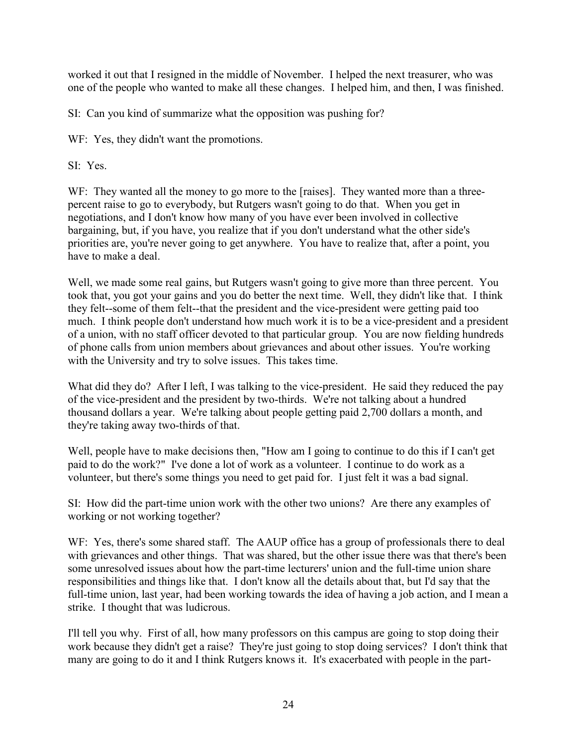worked it out that I resigned in the middle of November. I helped the next treasurer, who was one of the people who wanted to make all these changes. I helped him, and then, I was finished.

SI: Can you kind of summarize what the opposition was pushing for?

WF: Yes, they didn't want the promotions.

SI: Yes.

WF: They wanted all the money to go more to the [raises]. They wanted more than a three-percent raise to go to everybody, but Rutgers wasn't going to do that. When you get in negotiations, and I don't know how many of you have ever been involved in collective bargaining, but, if you have, you realize that if you don't understand what the other side's priorities are, you're never going to get anywhere. You have to realize that, after a point, you have to make a deal.

Well, we made some real gains, but Rutgers wasn't going to give more than three percent. You took that, you got your gains and you do better the next time. Well, they didn't like that. I think they felt--some of them felt--that the president and the vice-president were getting paid too much. I think people don't understand how much work it is to be a vice-president and a president of a union, with no staff officer devoted to that particular group. You are now fielding hundreds of phone calls from union members about grievances and about other issues. You're working with the University and try to solve issues. This takes time.

What did they do? After I left, I was talking to the vice-president. He said they reduced the pay of the vice-president and the president by two-thirds. We're not talking about a hundred thousand dollars a year. We're talking about people getting paid 2,700 dollars a month, and they're taking away two-thirds of that.

Well, people have to make decisions then, "How am I going to continue to do this if I can't get paid to do the work?" I've done a lot of work as a volunteer. I continue to do work as a volunteer, but there's some things you need to get paid for. I just felt it was a bad signal.

SI: How did the part-time union work with the other two unions? Are there any examples of working or not working together?

WF: Yes, there's some shared staff. The AAUP office has a group of professionals there to deal with grievances and other things. That was shared, but the other issue there was that there's been some unresolved issues about how the part-time lecturers' union and the full-time union share responsibilities and things like that. I don't know all the details about that, but I'd say that the full-time union, last year, had been working towards the idea of having a job action, and I mean a strike. I thought that was ludicrous.

I'll tell you why. First of all, how many professors on this campus are going to stop doing their work because they didn't get a raise? They're just going to stop doing services? I don't think that many are going to do it and I think Rutgers knows it. It's exacerbated with people in the part-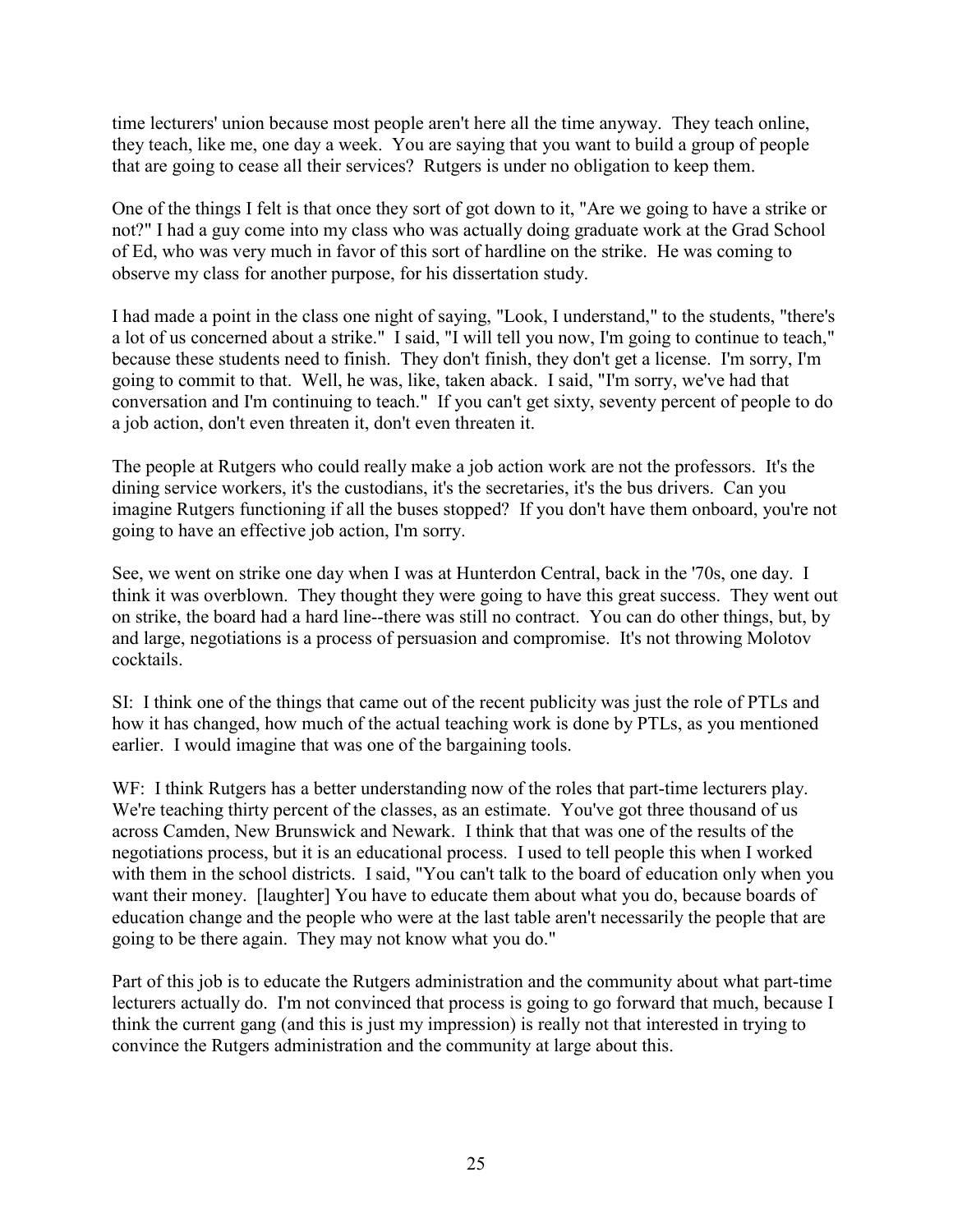time lecturers' union because most people aren't here all the time anyway. They teach online, they teach, like me, one day a week. You are saying that you want to build a group of people that are going to cease all their services? Rutgers is under no obligation to keep them.

One of the things I felt is that once they sort of got down to it, "Are we going to have a strike or not?" I had a guy come into my class who was actually doing graduate work at the Grad School of Ed, who was very much in favor of this sort of hardline on the strike. He was coming to observe my class for another purpose, for his dissertation study.

I had made a point in the class one night of saying, "Look, I understand," to the students, "there's a lot of us concerned about a strike." I said, "I will tell you now, I'm going to continue to teach," because these students need to finish. They don't finish, they don't get a license. I'm sorry, I'm going to commit to that. Well, he was, like, taken aback. I said, "I'm sorry, we've had that conversation and I'm continuing to teach." If you can't get sixty, seventy percent of people to do a job action, don't even threaten it, don't even threaten it.

The people at Rutgers who could really make a job action work are not the professors. It's the dining service workers, it's the custodians, it's the secretaries, it's the bus drivers. Can you imagine Rutgers functioning if all the buses stopped? If you don't have them onboard, you're not going to have an effective job action, I'm sorry.

See, we went on strike one day when I was at Hunterdon Central, back in the '70s, one day. I think it was overblown. They thought they were going to have this great success. They went out on strike, the board had a hard line--there was still no contract. You can do other things, but, by and large, negotiations is a process of persuasion and compromise. It's not throwing Molotov cocktails.

SI: I think one of the things that came out of the recent publicity was just the role of PTLs and how it has changed, how much of the actual teaching work is done by PTLs, as you mentioned earlier. I would imagine that was one of the bargaining tools.

WF: I think Rutgers has a better understanding now of the roles that part-time lecturers play. We're teaching thirty percent of the classes, as an estimate. You've got three thousand of us across Camden, New Brunswick and Newark. I think that that was one of the results of the negotiations process, but it is an educational process. I used to tell people this when I worked with them in the school districts. I said, "You can't talk to the board of education only when you want their money. [laughter] You have to educate them about what you do, because boards of education change and the people who were at the last table aren't necessarily the people that are going to be there again. They may not know what you do."

Part of this job is to educate the Rutgers administration and the community about what part-time lecturers actually do. I'm not convinced that process is going to go forward that much, because I think the current gang (and this is just my impression) is really not that interested in trying to convince the Rutgers administration and the community at large about this.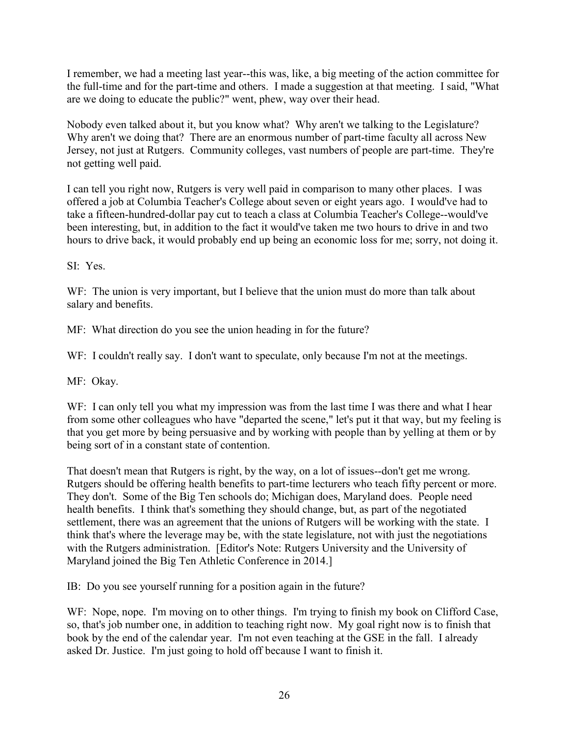I remember, we had a meeting last year--this was, like, a big meeting of the action committee for the full-time and for the part-time and others. I made a suggestion at that meeting. I said, "What are we doing to educate the public?" went, phew, way over their head.

Nobody even talked about it, but you know what? Why aren't we talking to the Legislature? Why aren't we doing that? There are an enormous number of part-time faculty all across New Jersey, not just at Rutgers. Community colleges, vast numbers of people are part-time. They're not getting well paid.

I can tell you right now, Rutgers is very well paid in comparison to many other places. I was offered a job at Columbia Teacher's College about seven or eight years ago. I would've had to take a fifteen-hundred-dollar pay cut to teach a class at Columbia Teacher's College--would've been interesting, but, in addition to the fact it would've taken me two hours to drive in and two hours to drive back, it would probably end up being an economic loss for me; sorry, not doing it.

SI: Yes.

WF: The union is very important, but I believe that the union must do more than talk about salary and benefits.

MF: What direction do you see the union heading in for the future?

WF: I couldn't really say. I don't want to speculate, only because I'm not at the meetings.

MF: Okay.

WF: I can only tell you what my impression was from the last time I was there and what I hear from some other colleagues who have "departed the scene," let's put it that way, but my feeling is that you get more by being persuasive and by working with people than by yelling at them or by being sort of in a constant state of contention.

That doesn't mean that Rutgers is right, by the way, on a lot of issues--don't get me wrong. Rutgers should be offering health benefits to part-time lecturers who teach fifty percent or more. They don't. Some of the Big Ten schools do; Michigan does, Maryland does. People need health benefits. I think that's something they should change, but, as part of the negotiated settlement, there was an agreement that the unions of Rutgers will be working with the state. I think that's where the leverage may be, with the state legislature, not with just the negotiations with the Rutgers administration. [Editor's Note: Rutgers University and the University of Maryland joined the Big Ten Athletic Conference in 2014.]

IB: Do you see yourself running for a position again in the future?

WF: Nope, nope. I'm moving on to other things. I'm trying to finish my book on Clifford Case, so, that's job number one, in addition to teaching right now. My goal right now is to finish that book by the end of the calendar year. I'm not even teaching at the GSE in the fall. I already asked Dr. Justice. I'm just going to hold off because I want to finish it.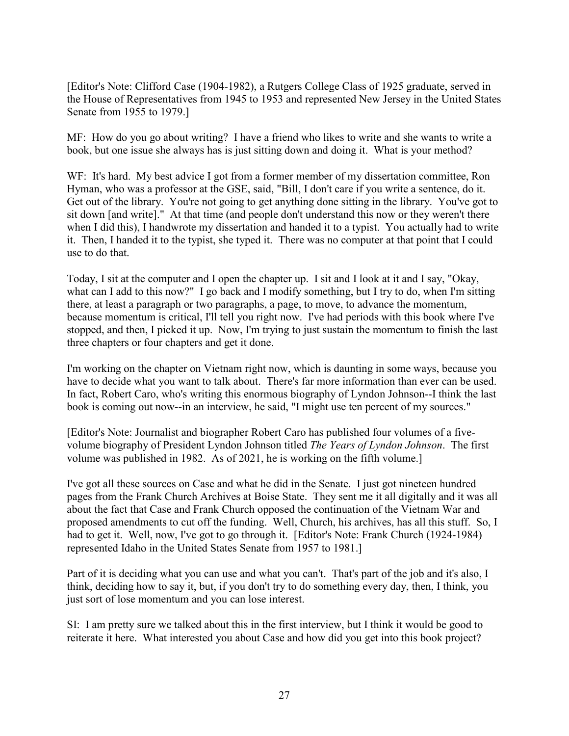[Editor's Note: Clifford Case (1904-1982), a Rutgers College Class of 1925 graduate, served in the House of Representatives from 1945 to 1953 and represented New Jersey in the United States Senate from 1955 to 1979.]

MF: How do you go about writing? I have a friend who likes to write and she wants to write a book, but one issue she always has is just sitting down and doing it. What is your method?

WF: It's hard. My best advice I got from a former member of my dissertation committee, Ron Hyman, who was a professor at the GSE, said, "Bill, I don't care if you write a sentence, do it. Get out of the library. You're not going to get anything done sitting in the library. You've got to sit down [and write]." At that time (and people don't understand this now or they weren't there when I did this), I handwrote my dissertation and handed it to a typist. You actually had to write it. Then, I handed it to the typist, she typed it. There was no computer at that point that I could use to do that.

Today, I sit at the computer and I open the chapter up. I sit and I look at it and I say, "Okay, what can I add to this now?" I go back and I modify something, but I try to do, when I'm sitting there, at least a paragraph or two paragraphs, a page, to move, to advance the momentum, because momentum is critical, I'll tell you right now. I've had periods with this book where I've stopped, and then, I picked it up. Now, I'm trying to just sustain the momentum to finish the last three chapters or four chapters and get it done.

I'm working on the chapter on Vietnam right now, which is daunting in some ways, because you have to decide what you want to talk about. There's far more information than ever can be used. In fact, Robert Caro, who's writing this enormous biography of Lyndon Johnson--I think the last book is coming out now--in an interview, he said, "I might use ten percent of my sources."

[Editor's Note: Journalist and biographer Robert Caro has published four volumes of a five-volume biography of President Lyndon Johnson titled *The Years of Lyndon Johnson*. The first volume was published in 1982. As of 2021, he is working on the fifth volume.]

I've got all these sources on Case and what he did in the Senate. I just got nineteen hundred pages from the Frank Church Archives at Boise State. They sent me it all digitally and it was all about the fact that Case and Frank Church opposed the continuation of the Vietnam War and proposed amendments to cut off the funding. Well, Church, his archives, has all this stuff. So, I had to get it. Well, now, I've got to go through it. [Editor's Note: Frank Church (1924-1984) represented Idaho in the United States Senate from 1957 to 1981.]

Part of it is deciding what you can use and what you can't. That's part of the job and it's also, I think, deciding how to say it, but, if you don't try to do something every day, then, I think, you just sort of lose momentum and you can lose interest.

SI: I am pretty sure we talked about this in the first interview, but I think it would be good to reiterate it here. What interested you about Case and how did you get into this book project?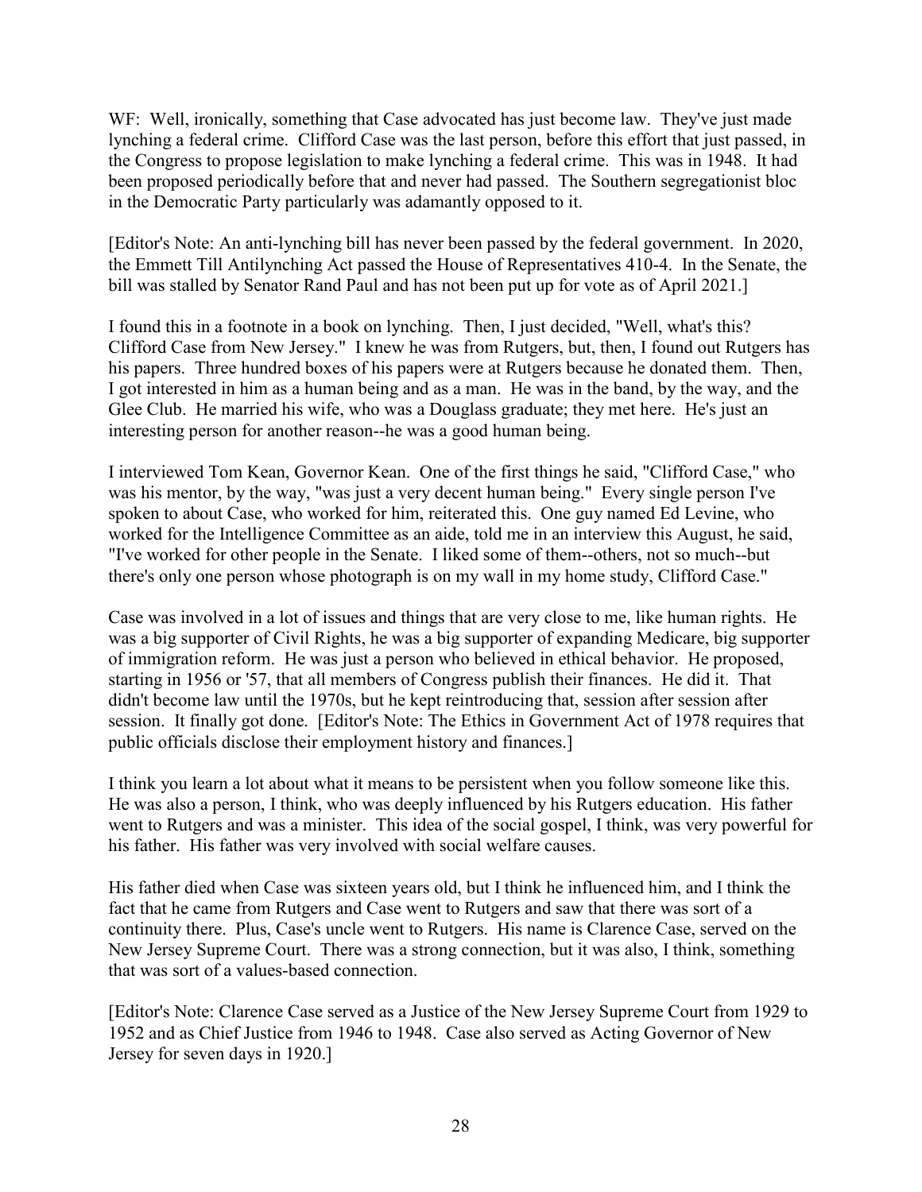WF: Well, ironically, something that Case advocated has just become law. They've just made lynching a federal crime. Clifford Case was the last person, before this effort that just passed, in the Congress to propose legislation to make lynching a federal crime. This was in 1948. It had been proposed periodically before that and never had passed. The Southern segregationist bloc in the Democratic Party particularly was adamantly opposed to it.

[Editor's Note: An anti-lynching bill has never been passed by the federal government. In 2020, the Emmett Till Antilynching Act passed the House of Representatives 410-4. In the Senate, the bill was stalled by Senator Rand Paul and has not been put up for vote as of April 2021.]

I found this in a footnote in a book on lynching. Then, I just decided, "Well, what's this? Clifford Case from New Jersey." I knew he was from Rutgers, but, then, I found out Rutgers has his papers. Three hundred boxes of his papers were at Rutgers because he donated them. Then, I got interested in him as a human being and as a man. He was in the band, by the way, and the Glee Club. He married his wife, who was a Douglass graduate; they met here. He's just an interesting person for another reason--he was a good human being.

I interviewed Tom Kean, Governor Kean. One of the first things he said, "Clifford Case," who was his mentor, by the way, "was just a very decent human being." Every single person I've spoken to about Case, who worked for him, reiterated this. One guy named Ed Levine, who worked for the Intelligence Committee as an aide, told me in an interview this August, he said, "I've worked for other people in the Senate. I liked some of them--others, not so much--but there's only one person whose photograph is on my wall in my home study, Clifford Case."

Case was involved in a lot of issues and things that are very close to me, like human rights. He was a big supporter of Civil Rights, he was a big supporter of expanding Medicare, big supporter of immigration reform. He was just a person who believed in ethical behavior. He proposed, starting in 1956 or '57, that all members of Congress publish their finances. He did it. That didn't become law until the 1970s, but he kept reintroducing that, session after session after session. It finally got done. [Editor's Note: The Ethics in Government Act of 1978 requires that public officials disclose their employment history and finances.]

I think you learn a lot about what it means to be persistent when you follow someone like this. He was also a person, I think, who was deeply influenced by his Rutgers education. His father went to Rutgers and was a minister. This idea of the social gospel, I think, was very powerful for his father. His father was very involved with social welfare causes.

His father died when Case was sixteen years old, but I think he influenced him, and I think the fact that he came from Rutgers and Case went to Rutgers and saw that there was sort of a continuity there. Plus, Case's uncle went to Rutgers. His name is Clarence Case, served on the New Jersey Supreme Court. There was a strong connection, but it was also, I think, something that was sort of a values-based connection.

[Editor's Note: Clarence Case served as a Justice of the New Jersey Supreme Court from 1929 to 1952 and as Chief Justice from 1946 to 1948. Case also served as Acting Governor of New Jersey for seven days in 1920.]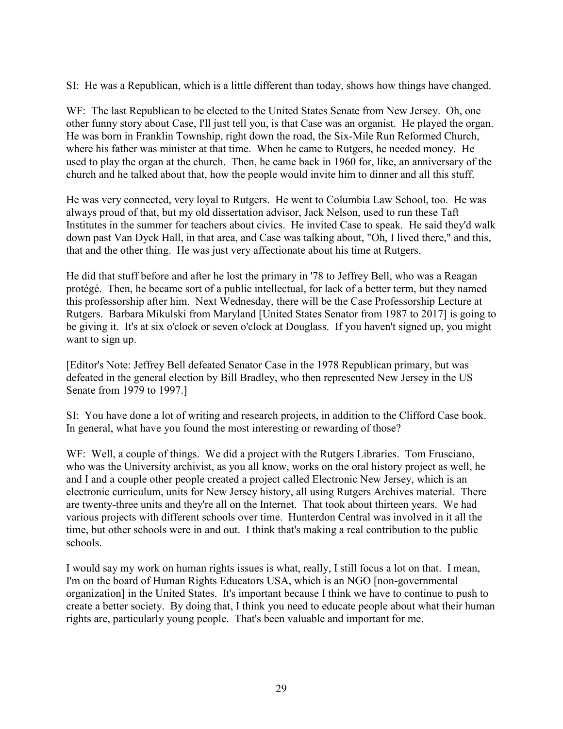SI: He was a Republican, which is a little different than today, shows how things have changed.

WF: The last Republican to be elected to the United States Senate from New Jersey. Oh, one other funny story about Case, I'll just tell you, is that Case was an organist. He played the organ. He was born in Franklin Township, right down the road, the Six-Mile Run Reformed Church, where his father was minister at that time. When he came to Rutgers, he needed money. He used to play the organ at the church. Then, he came back in 1960 for, like, an anniversary of the church and he talked about that, how the people would invite him to dinner and all this stuff.

He was very connected, very loyal to Rutgers. He went to Columbia Law School, too. He was always proud of that, but my old dissertation advisor, Jack Nelson, used to run these Taft Institutes in the summer for teachers about civics. He invited Case to speak. He said they'd walk down past Van Dyck Hall, in that area, and Case was talking about, "Oh, I lived there," and this, that and the other thing. He was just very affectionate about his time at Rutgers.

He did that stuff before and after he lost the primary in '78 to Jeffrey Bell, who was a Reagan protégé. Then, he became sort of a public intellectual, for lack of a better term, but they named this professorship after him. Next Wednesday, there will be the Case Professorship Lecture at Rutgers. Barbara Mikulski from Maryland [United States Senator from 1987 to 2017] is going to be giving it. It's at six o'clock or seven o'clock at Douglass. If you haven't signed up, you might want to sign up.

[Editor's Note: Jeffrey Bell defeated Senator Case in the 1978 Republican primary, but was defeated in the general election by Bill Bradley, who then represented New Jersey in the US Senate from 1979 to 1997.]

SI: You have done a lot of writing and research projects, in addition to the Clifford Case book. In general, what have you found the most interesting or rewarding of those?

WF: Well, a couple of things. We did a project with the Rutgers Libraries. Tom Frusciano, who was the University archivist, as you all know, works on the oral history project as well, he and I and a couple other people created a project called Electronic New Jersey, which is an electronic curriculum, units for New Jersey history, all using Rutgers Archives material. There are twenty-three units and they're all on the Internet. That took about thirteen years. We had various projects with different schools over time. Hunterdon Central was involved in it all the time, but other schools were in and out. I think that's making a real contribution to the public schools.

I would say my work on human rights issues is what, really, I still focus a lot on that. I mean, I'm on the board of Human Rights Educators USA, which is an NGO [non-governmental organization] in the United States. It's important because I think we have to continue to push to create a better society. By doing that, I think you need to educate people about what their human rights are, particularly young people. That's been valuable and important for me.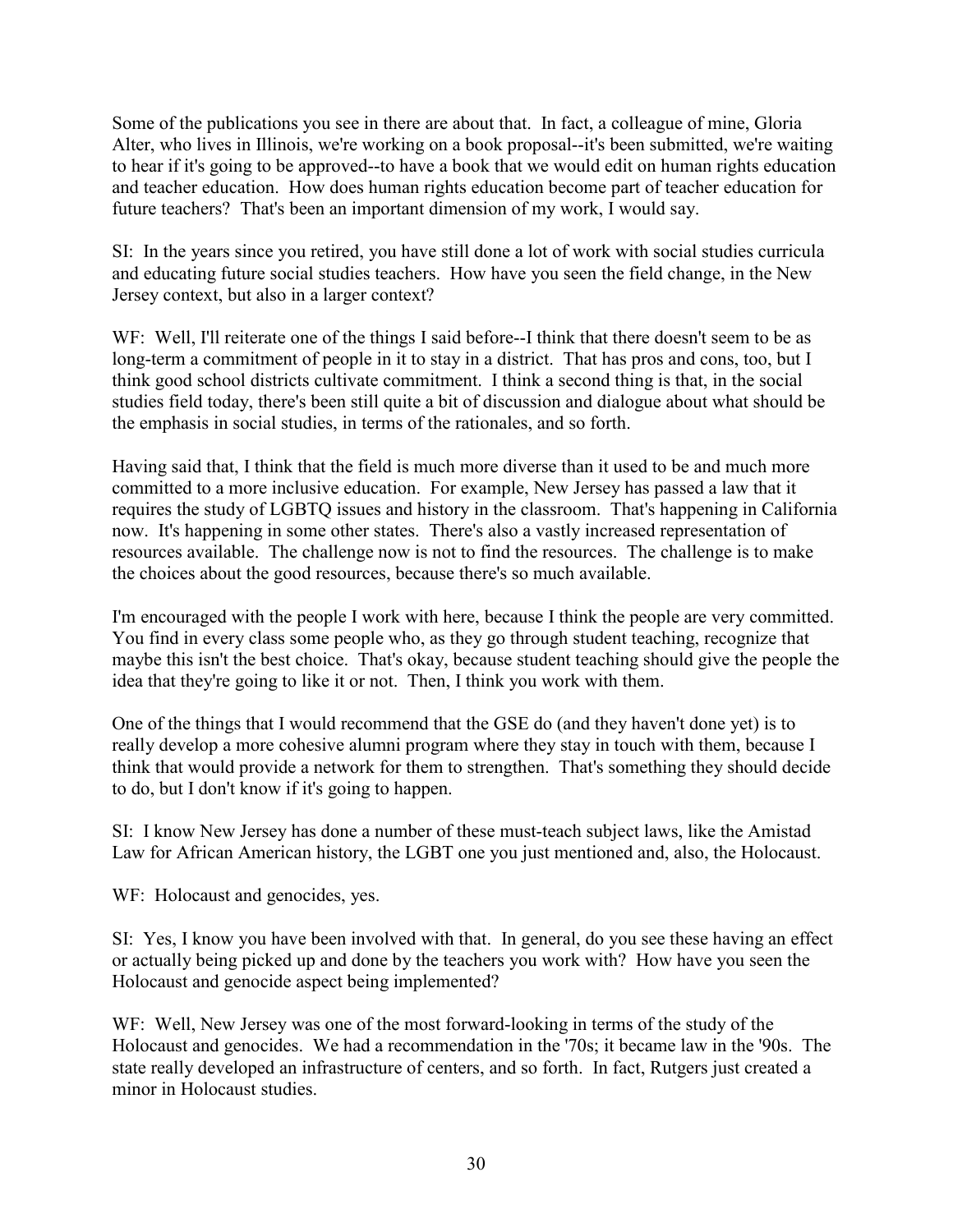Some of the publications you see in there are about that. In fact, a colleague of mine, Gloria Alter, who lives in Illinois, we're working on a book proposal--it's been submitted, we're waiting to hear if it's going to be approved--to have a book that we would edit on human rights education and teacher education. How does human rights education become part of teacher education for future teachers? That's been an important dimension of my work, I would say.

SI: In the years since you retired, you have still done a lot of work with social studies curricula and educating future social studies teachers. How have you seen the field change, in the New Jersey context, but also in a larger context?

WF: Well, I'll reiterate one of the things I said before--I think that there doesn't seem to be as long-term a commitment of people in it to stay in a district. That has pros and cons, too, but I think good school districts cultivate commitment. I think a second thing is that, in the social studies field today, there's been still quite a bit of discussion and dialogue about what should be the emphasis in social studies, in terms of the rationales, and so forth.

Having said that, I think that the field is much more diverse than it used to be and much more committed to a more inclusive education. For example, New Jersey has passed a law that it requires the study of LGBTQ issues and history in the classroom. That's happening in California now. It's happening in some other states. There's also a vastly increased representation of resources available. The challenge now is not to find the resources. The challenge is to make the choices about the good resources, because there's so much available.

I'm encouraged with the people I work with here, because I think the people are very committed. You find in every class some people who, as they go through student teaching, recognize that maybe this isn't the best choice. That's okay, because student teaching should give the people the idea that they're going to like it or not. Then, I think you work with them.

One of the things that I would recommend that the GSE do (and they haven't done yet) is to really develop a more cohesive alumni program where they stay in touch with them, because I think that would provide a network for them to strengthen. That's something they should decide to do, but I don't know if it's going to happen.

SI: I know New Jersey has done a number of these must-teach subject laws, like the Amistad Law for African American history, the LGBT one you just mentioned and, also, the Holocaust.

WF: Holocaust and genocides, yes.

SI: Yes, I know you have been involved with that. In general, do you see these having an effect or actually being picked up and done by the teachers you work with? How have you seen the Holocaust and genocide aspect being implemented?

WF: Well, New Jersey was one of the most forward-looking in terms of the study of the Holocaust and genocides. We had a recommendation in the '70s; it became law in the '90s. The state really developed an infrastructure of centers, and so forth. In fact, Rutgers just created a minor in Holocaust studies.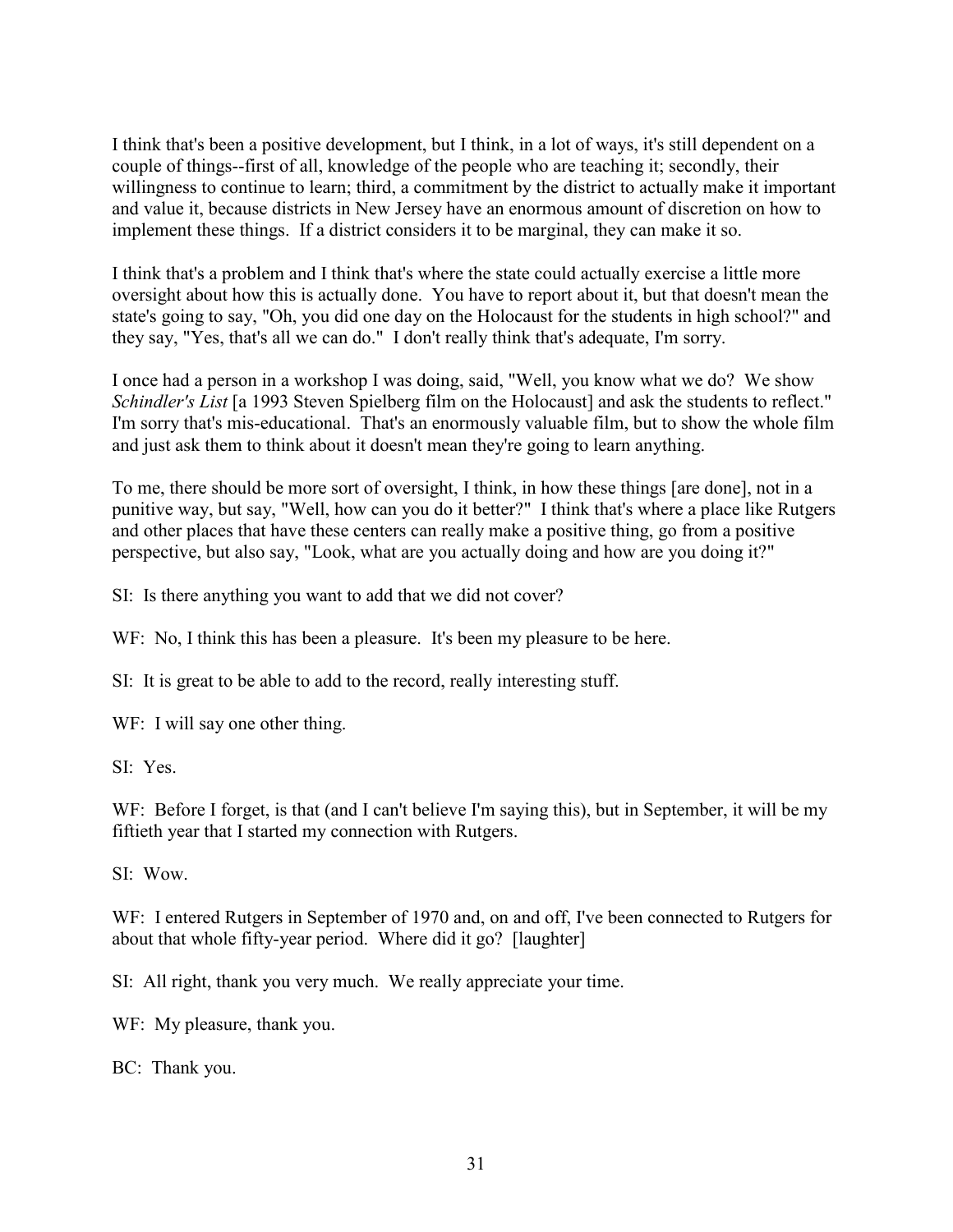I think that's been a positive development, but I think, in a lot of ways, it's still dependent on a couple of things--first of all, knowledge of the people who are teaching it; secondly, their willingness to continue to learn; third, a commitment by the district to actually make it important and value it, because districts in New Jersey have an enormous amount of discretion on how to implement these things. If a district considers it to be marginal, they can make it so.

I think that's a problem and I think that's where the state could actually exercise a little more oversight about how this is actually done. You have to report about it, but that doesn't mean the state's going to say, "Oh, you did one day on the Holocaust for the students in high school?" and they say, "Yes, that's all we can do." I don't really think that's adequate, I'm sorry.

I once had a person in a workshop I was doing, said, "Well, you know what we do? We show *Schindler's List* [a 1993 Steven Spielberg film on the Holocaust] and ask the students to reflect." I'm sorry that's mis-educational. That's an enormously valuable film, but to show the whole film and just ask them to think about it doesn't mean they're going to learn anything.

To me, there should be more sort of oversight, I think, in how these things [are done], not in a punitive way, but say, "Well, how can you do it better?" I think that's where a place like Rutgers and other places that have these centers can really make a positive thing, go from a positive perspective, but also say, "Look, what are you actually doing and how are you doing it?"

SI: Is there anything you want to add that we did not cover?

WF: No, I think this has been a pleasure. It's been my pleasure to be here.

SI: It is great to be able to add to the record, really interesting stuff.

WF: I will say one other thing.

SI: Yes.

WF: Before I forget, is that (and I can't believe I'm saying this), but in September, it will be my fiftieth year that I started my connection with Rutgers.

SI: Wow.

WF: I entered Rutgers in September of 1970 and, on and off, I've been connected to Rutgers for about that whole fifty-year period. Where did it go? [laughter]

SI: All right, thank you very much. We really appreciate your time.

WF: My pleasure, thank you.

BC: Thank you.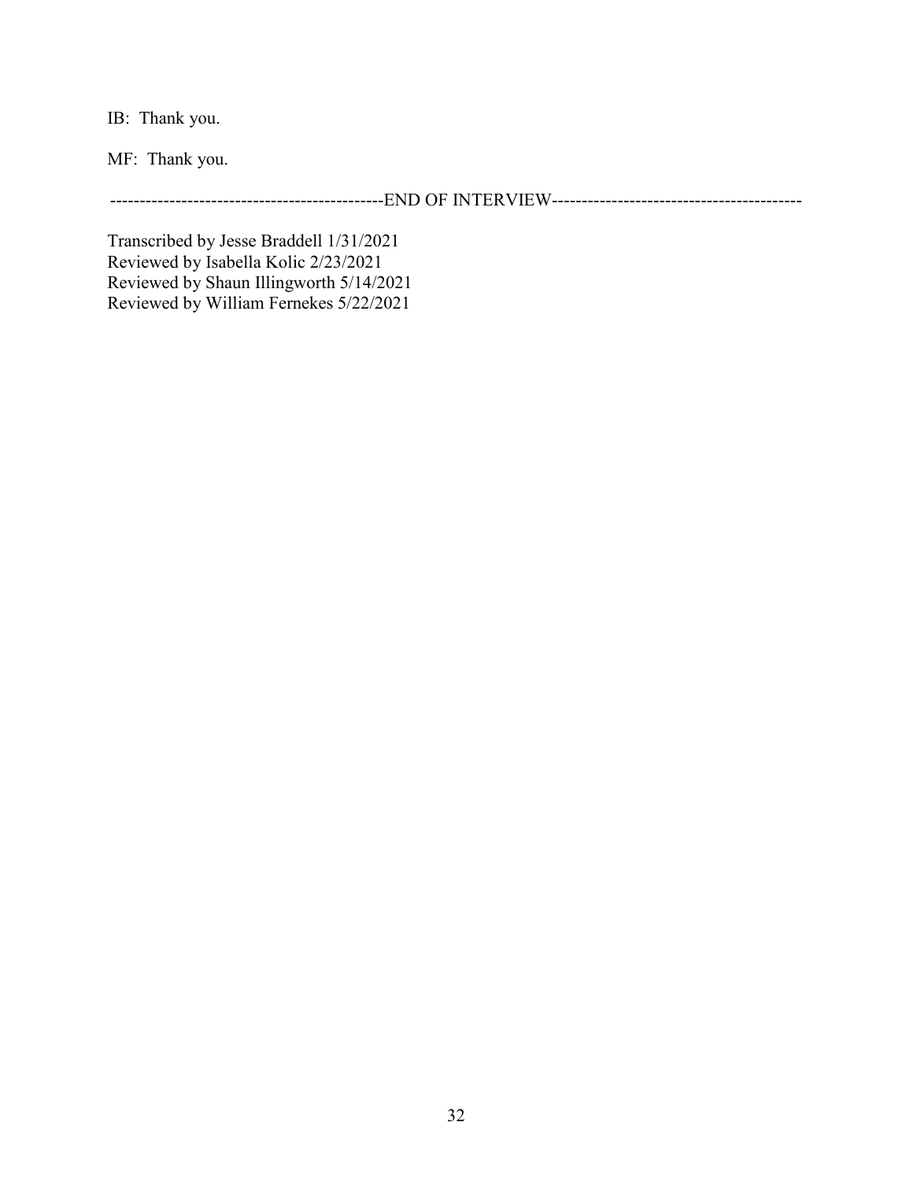IB: Thank you.

MF: Thank you.

----------------------------------------------END OF INTERVIEW------------------------------------------

Transcribed by Jesse Braddell 1/31/2021
Reviewed by Isabella Kolic 2/23/2021
Reviewed by Shaun Illingworth 5/14/2021
Reviewed by William Fernekes 5/22/2021